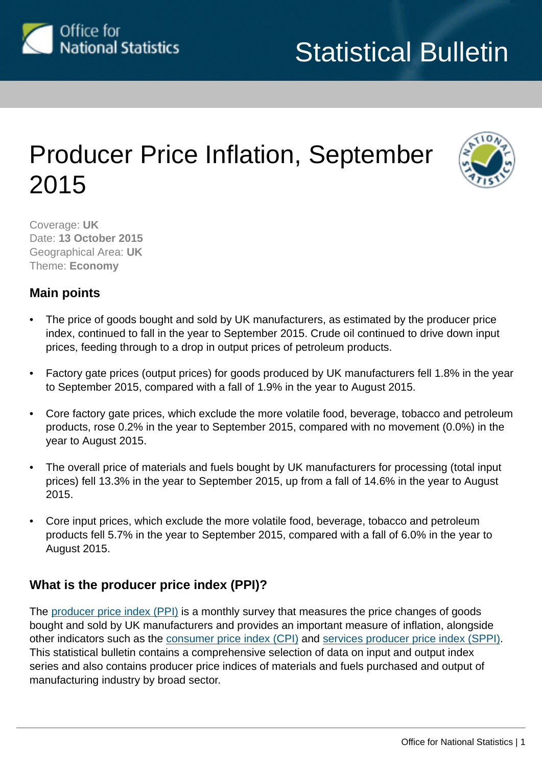Statistical Bulletin

# Producer Price Inflation, September 2015

Coverage: **UK**
Date: **13 October 2015**
Geographical Area: **UK**
Theme: **Economy**

## Main points

- The price of goods bought and sold by UK manufacturers, as estimated by the producer price index, continued to fall in the year to September 2015. Crude oil continued to drive down input prices, feeding through to a drop in output prices of petroleum products.
- Factory gate prices (output prices) for goods produced by UK manufacturers fell 1.8% in the year to September 2015, compared with a fall of 1.9% in the year to August 2015.
- Core factory gate prices, which exclude the more volatile food, beverage, tobacco and petroleum products, rose 0.2% in the year to September 2015, compared with no movement (0.0%) in the year to August 2015.
- The overall price of materials and fuels bought by UK manufacturers for processing (total input prices) fell 13.3% in the year to September 2015, up from a fall of 14.6% in the year to August 2015.
- Core input prices, which exclude the more volatile food, beverage, tobacco and petroleum products fell 5.7% in the year to September 2015, compared with a fall of 6.0% in the year to August 2015.

## What is the producer price index (PPI)?

The producer price index (PPI) is a monthly survey that measures the price changes of goods bought and sold by UK manufacturers and provides an important measure of inflation, alongside other indicators such as the consumer price index (CPI) and services producer price index (SPPI). This statistical bulletin contains a comprehensive selection of data on input and output index series and also contains producer price indices of materials and fuels purchased and output of manufacturing industry by broad sector.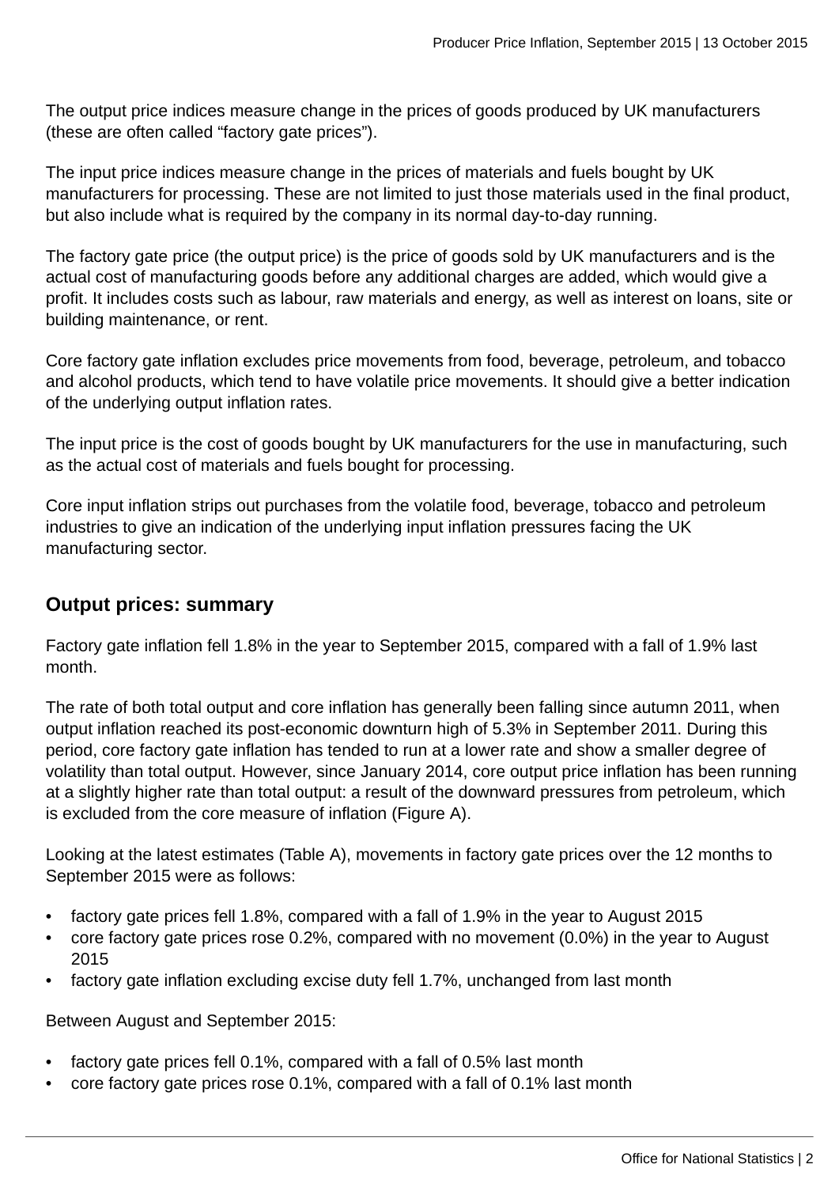The output price indices measure change in the prices of goods produced by UK manufacturers (these are often called “factory gate prices”).

The input price indices measure change in the prices of materials and fuels bought by UK manufacturers for processing. These are not limited to just those materials used in the final product, but also include what is required by the company in its normal day-to-day running.

The factory gate price (the output price) is the price of goods sold by UK manufacturers and is the actual cost of manufacturing goods before any additional charges are added, which would give a profit. It includes costs such as labour, raw materials and energy, as well as interest on loans, site or building maintenance, or rent.

Core factory gate inflation excludes price movements from food, beverage, petroleum, and tobacco and alcohol products, which tend to have volatile price movements. It should give a better indication of the underlying output inflation rates.

The input price is the cost of goods bought by UK manufacturers for the use in manufacturing, such as the actual cost of materials and fuels bought for processing.

Core input inflation strips out purchases from the volatile food, beverage, tobacco and petroleum industries to give an indication of the underlying input inflation pressures facing the UK manufacturing sector.

## Output prices: summary

Factory gate inflation fell 1.8% in the year to September 2015, compared with a fall of 1.9% last month.

The rate of both total output and core inflation has generally been falling since autumn 2011, when output inflation reached its post-economic downturn high of 5.3% in September 2011. During this period, core factory gate inflation has tended to run at a lower rate and show a smaller degree of volatility than total output. However, since January 2014, core output price inflation has been running at a slightly higher rate than total output: a result of the downward pressures from petroleum, which is excluded from the core measure of inflation (Figure A).

Looking at the latest estimates (Table A), movements in factory gate prices over the 12 months to September 2015 were as follows:

- factory gate prices fell 1.8%, compared with a fall of 1.9% in the year to August 2015
- core factory gate prices rose 0.2%, compared with no movement (0.0%) in the year to August 2015
- factory gate inflation excluding excise duty fell 1.7%, unchanged from last month

Between August and September 2015:

- factory gate prices fell 0.1%, compared with a fall of 0.5% last month
- core factory gate prices rose 0.1%, compared with a fall of 0.1% last month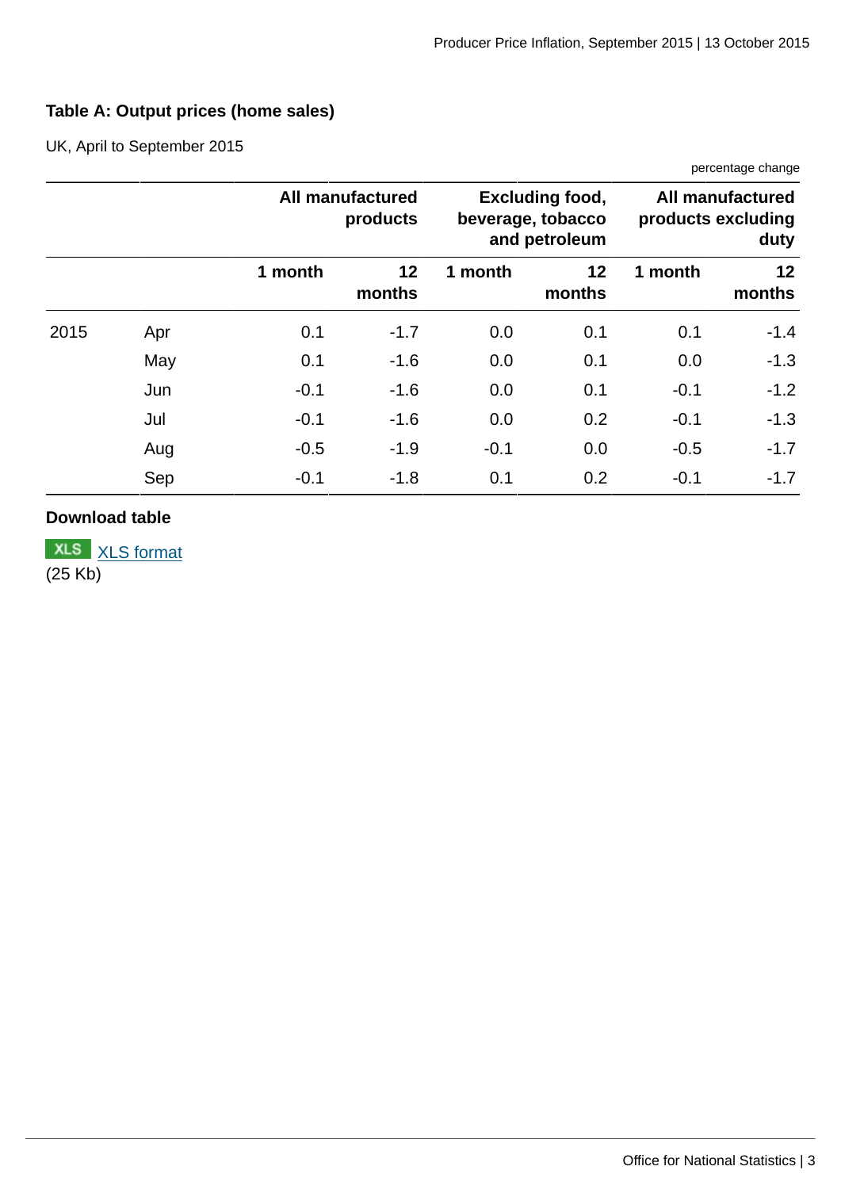### Table A: Output prices (home sales)

UK, April to September 2015

percentage change

| | | All manufactured products | | Excluding food, beverage, tobacco and petroleum | | All manufactured products excluding duty | |
|---|---|---|---|---|---|---|---|
| | | 1 month | 12 months | 1 month | 12 months | 1 month | 12 months |
| 2015 | Apr | 0.1 | -1.7 | 0.0 | 0.1 | 0.1 | -1.4 |
| | May | 0.1 | -1.6 | 0.0 | 0.1 | 0.0 | -1.3 |
| | Jun | -0.1 | -1.6 | 0.0 | 0.1 | -0.1 | -1.2 |
| | Jul | -0.1 | -1.6 | 0.0 | 0.2 | -0.1 | -1.3 |
| | Aug | -0.5 | -1.9 | -0.1 | 0.0 | -0.5 | -1.7 |
| | Sep | -0.1 | -1.8 | 0.1 | 0.2 | -0.1 | -1.7 |

**Download table**

XLS [XLS format](#)
(25 Kb)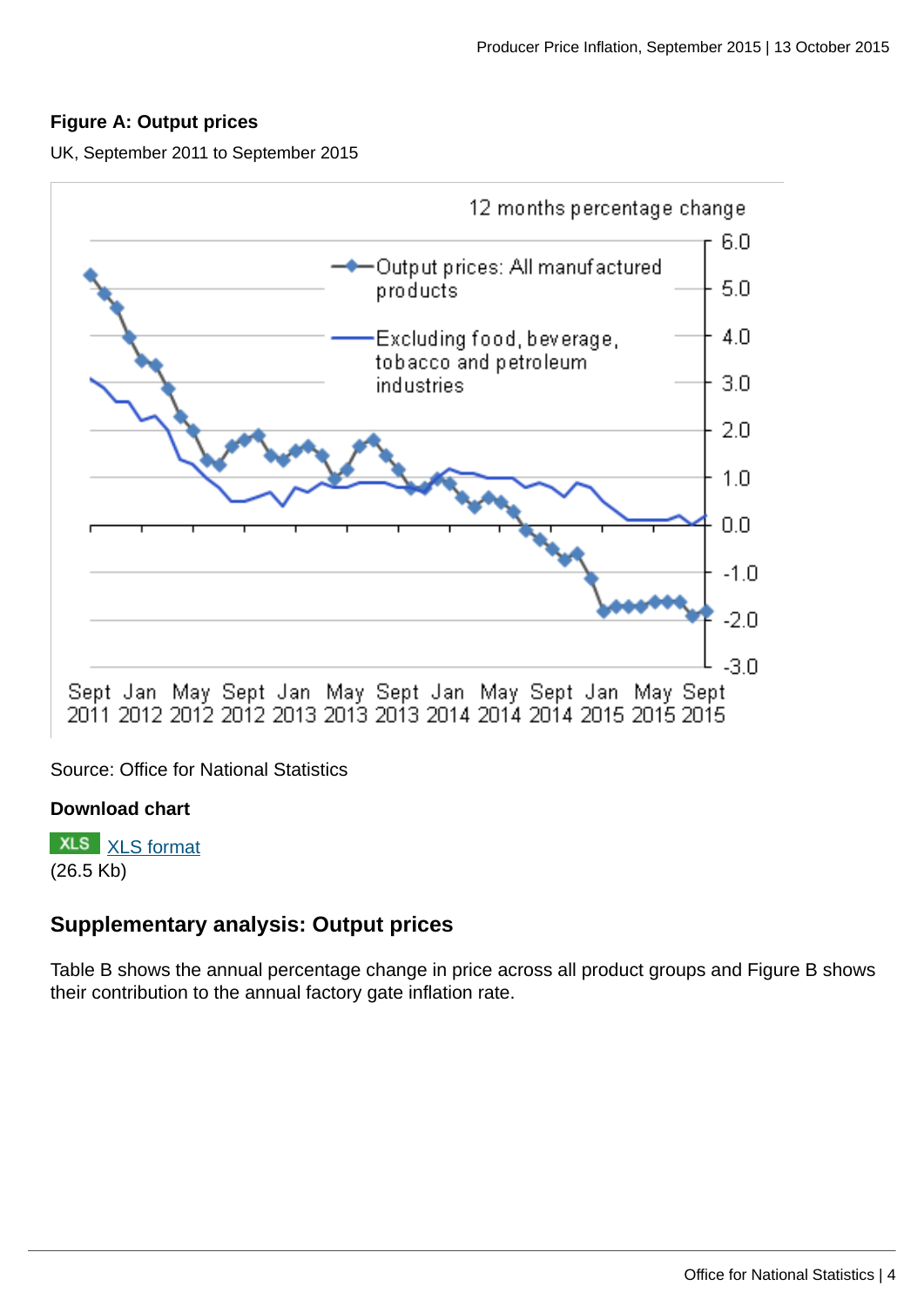**Figure A: Output prices**

UK, September 2011 to September 2015

Source: Office for National Statistics

**Download chart**

XLS XLS format
(26.5 Kb)

## Supplementary analysis: Output prices

Table B shows the annual percentage change in price across all product groups and Figure B shows their contribution to the annual factory gate inflation rate.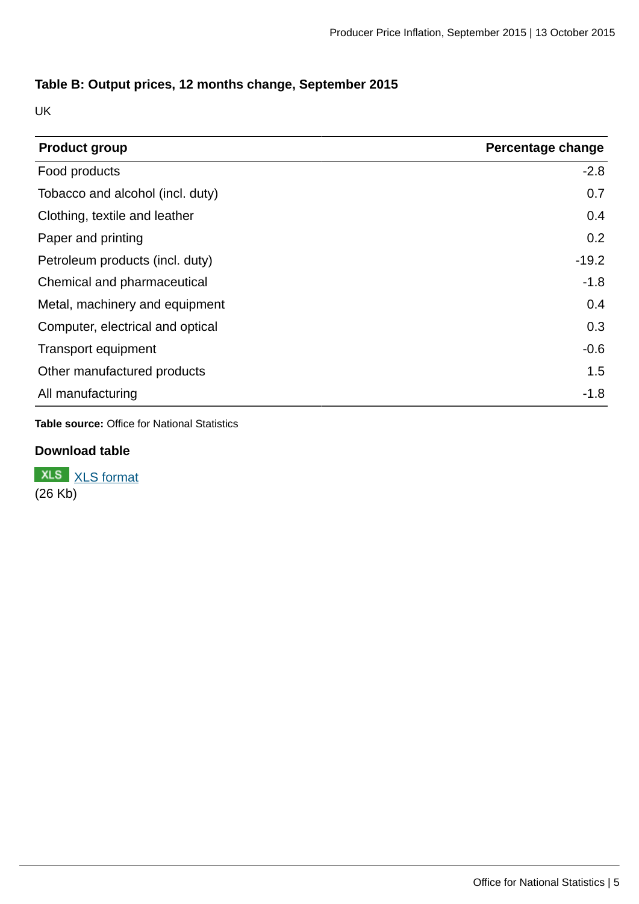### Table B: Output prices, 12 months change, September 2015

UK

| Product group | Percentage change |
|---|---|
| Food products | -2.8 |
| Tobacco and alcohol (incl. duty) | 0.7 |
| Clothing, textile and leather | 0.4 |
| Paper and printing | 0.2 |
| Petroleum products (incl. duty) | -19.2 |
| Chemical and pharmaceutical | -1.8 |
| Metal, machinery and equipment | 0.4 |
| Computer, electrical and optical | 0.3 |
| Transport equipment | -0.6 |
| Other manufactured products | 1.5 |
| All manufacturing | -1.8 |

**Table source:** Office for National Statistics

#### Download table

XLS [XLS format](XLS format)
(26 Kb)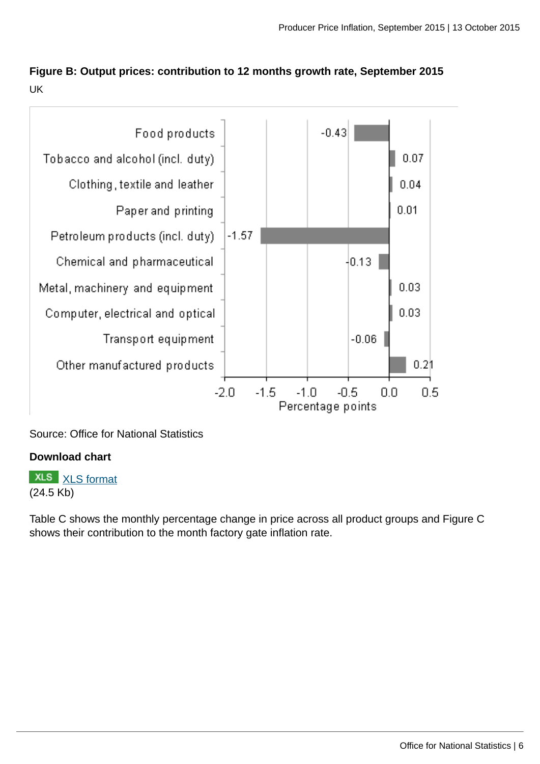**Figure B: Output prices: contribution to 12 months growth rate, September 2015**

UK

| Product group | Percentage points |
|---|---|
| Food products | -0.43 |
| Tobacco and alcohol (incl. duty) | 0.07 |
| Clothing, textile and leather | 0.04 |
| Paper and printing | 0.01 |
| Petroleum products (incl. duty) | -1.57 |
| Chemical and pharmaceutical | -0.13 |
| Metal, machinery and equipment | 0.03 |
| Computer, electrical and optical | 0.03 |
| Transport equipment | -0.06 |
| Other manufactured products | 0.21 |

Source: Office for National Statistics

**Download chart**

XLS [XLS format](#)
(24.5 Kb)

Table C shows the monthly percentage change in price across all product groups and Figure C shows their contribution to the month factory gate inflation rate.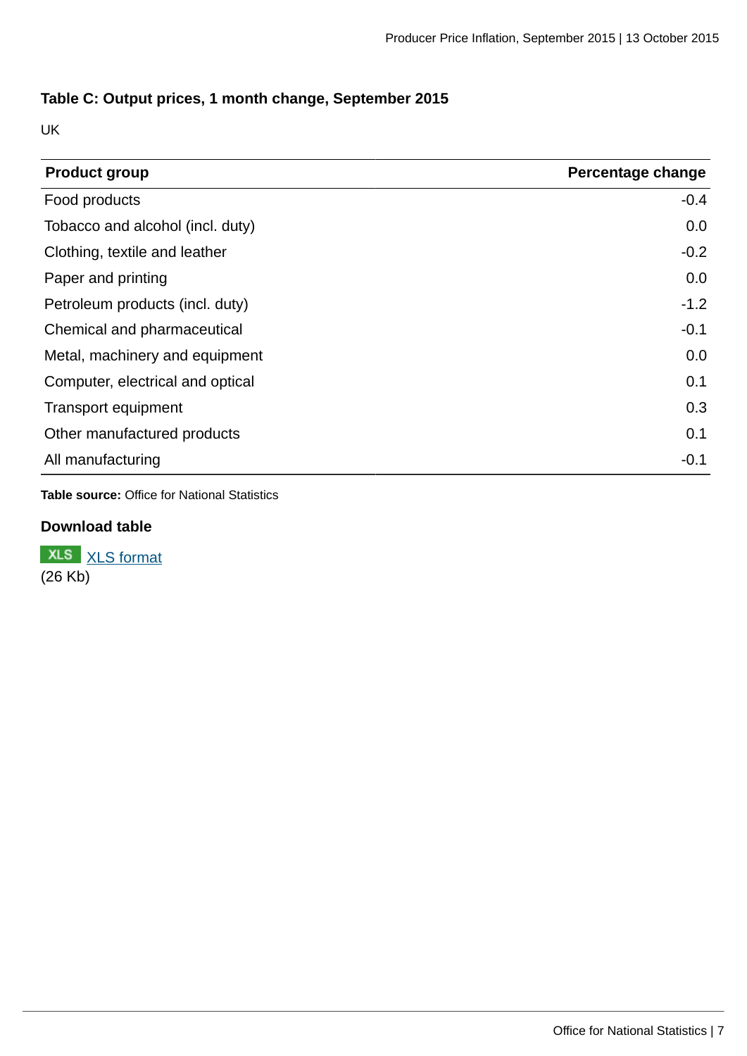### Table C: Output prices, 1 month change, September 2015

UK

| Product group | Percentage change |
|---|---|
| Food products | -0.4 |
| Tobacco and alcohol (incl. duty) | 0.0 |
| Clothing, textile and leather | -0.2 |
| Paper and printing | 0.0 |
| Petroleum products (incl. duty) | -1.2 |
| Chemical and pharmaceutical | -0.1 |
| Metal, machinery and equipment | 0.0 |
| Computer, electrical and optical | 0.1 |
| Transport equipment | 0.3 |
| Other manufactured products | 0.1 |
| All manufacturing | -0.1 |

**Table source:** Office for National Statistics

**Download table**

XLS [XLS format](XLS format)
(26 Kb)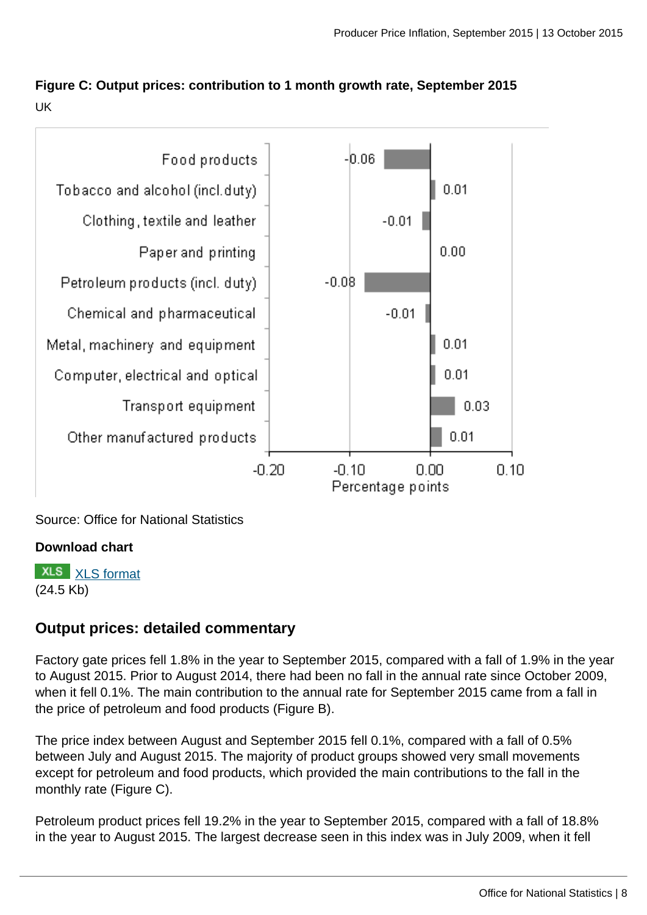**Figure C: Output prices: contribution to 1 month growth rate, September 2015**

UK

| Product group | Percentage points |
|---|---|
| Food products | -0.06 |
| Tobacco and alcohol (incl. duty) | 0.01 |
| Clothing, textile and leather | -0.01 |
| Paper and printing | 0.00 |
| Petroleum products (incl. duty) | -0.08 |
| Chemical and pharmaceutical | -0.01 |
| Metal, machinery and equipment | 0.01 |
| Computer, electrical and optical | 0.01 |
| Transport equipment | 0.03 |
| Other manufactured products | 0.01 |

Source: Office for National Statistics

**Download chart**

XLS [XLS format](#)
(24.5 Kb)

## Output prices: detailed commentary

Factory gate prices fell 1.8% in the year to September 2015, compared with a fall of 1.9% in the year to August 2015. Prior to August 2014, there had been no fall in the annual rate since October 2009, when it fell 0.1%. The main contribution to the annual rate for September 2015 came from a fall in the price of petroleum and food products (Figure B).

The price index between August and September 2015 fell 0.1%, compared with a fall of 0.5% between July and August 2015. The majority of product groups showed very small movements except for petroleum and food products, which provided the main contributions to the fall in the monthly rate (Figure C).

Petroleum product prices fell 19.2% in the year to September 2015, compared with a fall of 18.8% in the year to August 2015. The largest decrease seen in this index was in July 2009, when it fell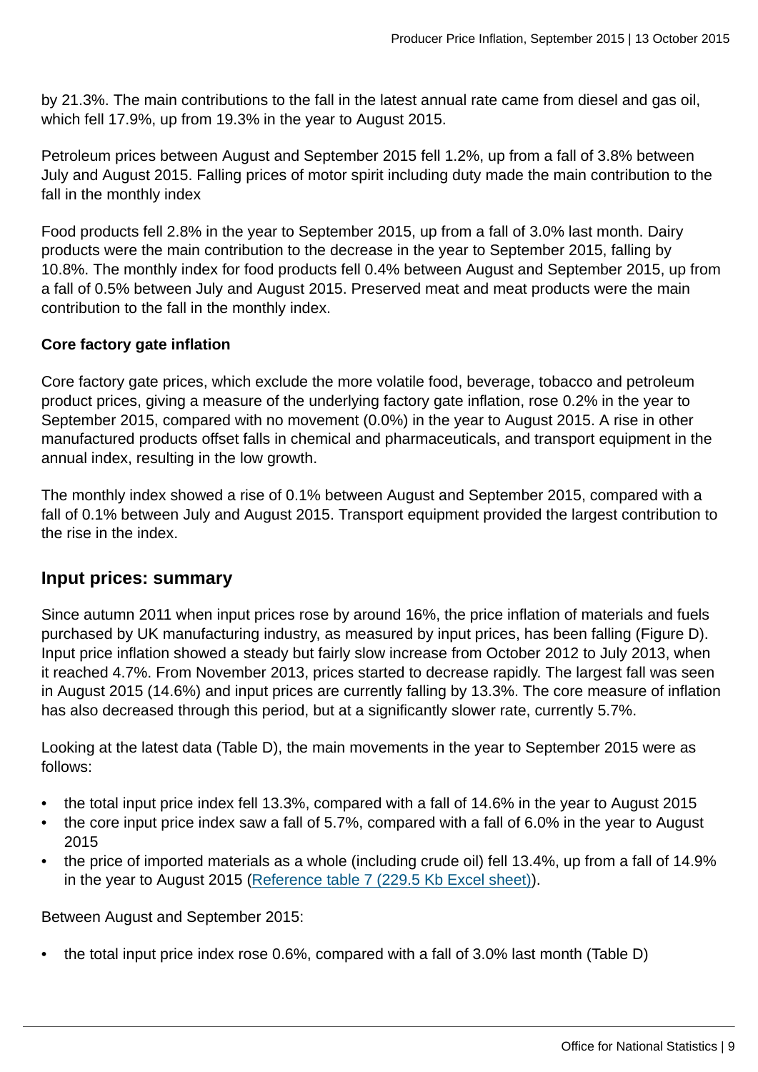by 21.3%. The main contributions to the fall in the latest annual rate came from diesel and gas oil, which fell 17.9%, up from 19.3% in the year to August 2015.

Petroleum prices between August and September 2015 fell 1.2%, up from a fall of 3.8% between July and August 2015. Falling prices of motor spirit including duty made the main contribution to the fall in the monthly index

Food products fell 2.8% in the year to September 2015, up from a fall of 3.0% last month. Dairy products were the main contribution to the decrease in the year to September 2015, falling by 10.8%. The monthly index for food products fell 0.4% between August and September 2015, up from a fall of 0.5% between July and August 2015. Preserved meat and meat products were the main contribution to the fall in the monthly index.

**Core factory gate inflation**

Core factory gate prices, which exclude the more volatile food, beverage, tobacco and petroleum product prices, giving a measure of the underlying factory gate inflation, rose 0.2% in the year to September 2015, compared with no movement (0.0%) in the year to August 2015. A rise in other manufactured products offset falls in chemical and pharmaceuticals, and transport equipment in the annual index, resulting in the low growth.

The monthly index showed a rise of 0.1% between August and September 2015, compared with a fall of 0.1% between July and August 2015. Transport equipment provided the largest contribution to the rise in the index.

## Input prices: summary

Since autumn 2011 when input prices rose by around 16%, the price inflation of materials and fuels purchased by UK manufacturing industry, as measured by input prices, has been falling (Figure D). Input price inflation showed a steady but fairly slow increase from October 2012 to July 2013, when it reached 4.7%. From November 2013, prices started to decrease rapidly. The largest fall was seen in August 2015 (14.6%) and input prices are currently falling by 13.3%. The core measure of inflation has also decreased through this period, but at a significantly slower rate, currently 5.7%.

Looking at the latest data (Table D), the main movements in the year to September 2015 were as follows:

- the total input price index fell 13.3%, compared with a fall of 14.6% in the year to August 2015
- the core input price index saw a fall of 5.7%, compared with a fall of 6.0% in the year to August 2015
- the price of imported materials as a whole (including crude oil) fell 13.4%, up from a fall of 14.9% in the year to August 2015 (Reference table 7 (229.5 Kb Excel sheet)).

Between August and September 2015:

- the total input price index rose 0.6%, compared with a fall of 3.0% last month (Table D)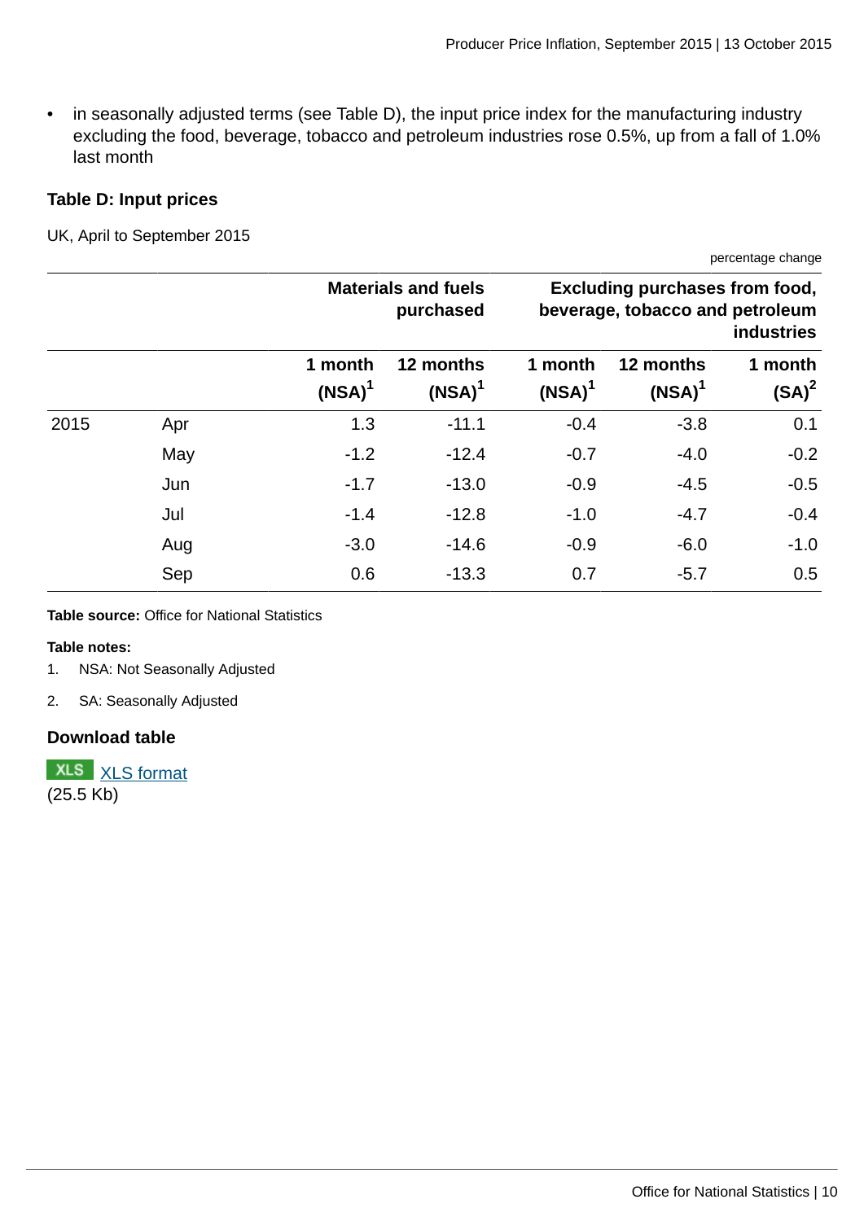- in seasonally adjusted terms (see Table D), the input price index for the manufacturing industry excluding the food, beverage, tobacco and petroleum industries rose 0.5%, up from a fall of 1.0% last month

### Table D: Input prices

UK, April to September 2015

percentage change

| | | Materials and fuels purchased | | Excluding purchases from food, beverage, tobacco and petroleum industries | | |
|---|---|---|---|---|---|---|
| | | 1 month (NSA)[1] | 12 months (NSA)[1] | 1 month (NSA)[1] | 12 months (NSA)[1] | 1 month (SA)[2] |
| 2015 | Apr | 1.3 | -11.1 | -0.4 | -3.8 | 0.1 |
| | May | -1.2 | -12.4 | -0.7 | -4.0 | -0.2 |
| | Jun | -1.7 | -13.0 | -0.9 | -4.5 | -0.5 |
| | Jul | -1.4 | -12.8 | -1.0 | -4.7 | -0.4 |
| | Aug | -3.0 | -14.6 | -0.9 | -6.0 | -1.0 |
| | Sep | 0.6 | -13.3 | 0.7 | -5.7 | 0.5 |

**Table source:** Office for National Statistics

**Table notes:**

1. NSA: Not Seasonally Adjusted
2. SA: Seasonally Adjusted

#### Download table

XLS [XLS format](#)
(25.5 Kb)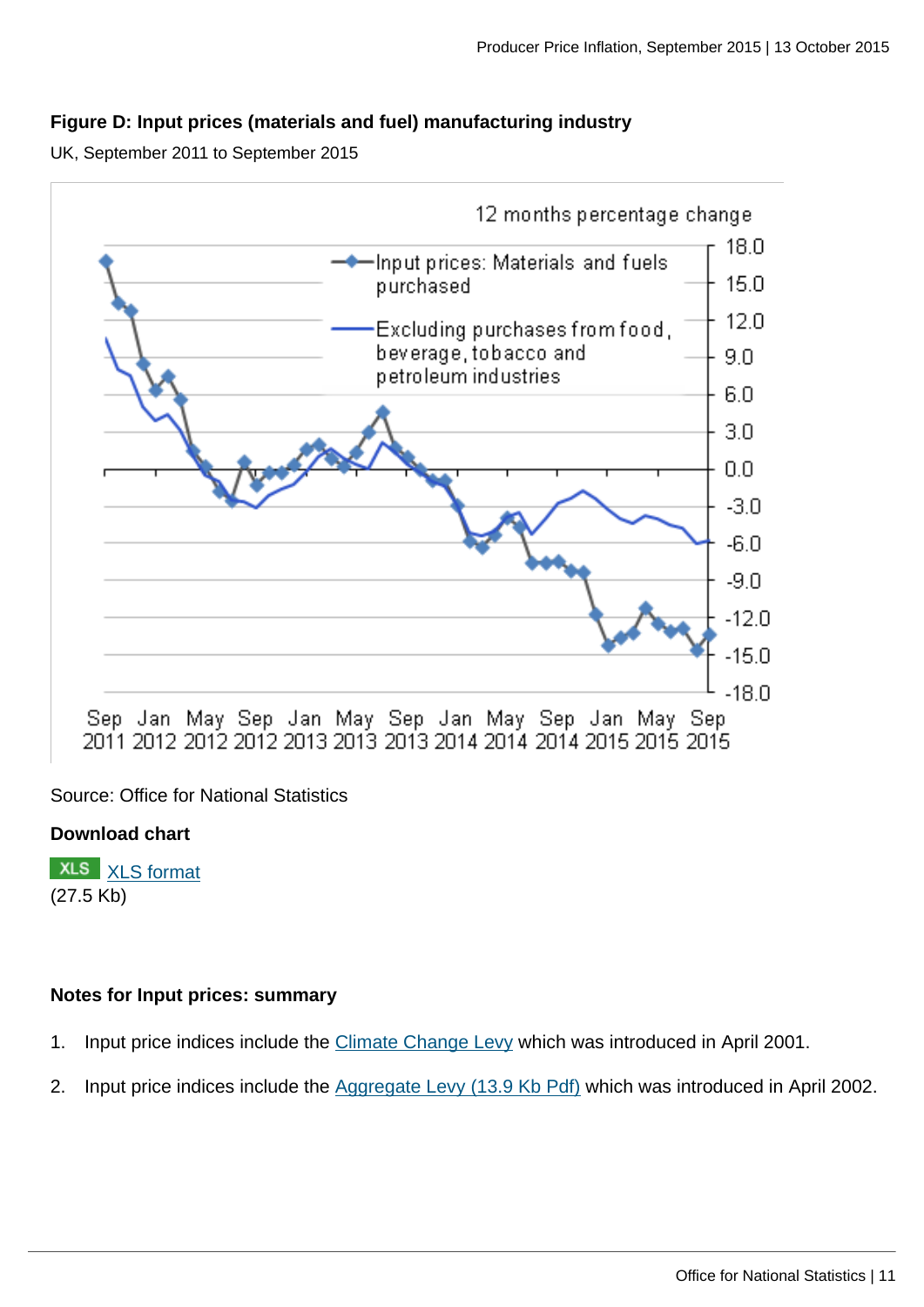### Figure D: Input prices (materials and fuel) manufacturing industry

UK, September 2011 to September 2015

Source: Office for National Statistics

**Download chart**

XLS [XLS format](#)
(27.5 Kb)

#### Notes for Input prices: summary

1. Input price indices include the [Climate Change Levy](#) which was introduced in April 2001.
2. Input price indices include the [Aggregate Levy (13.9 Kb Pdf)](#) which was introduced in April 2002.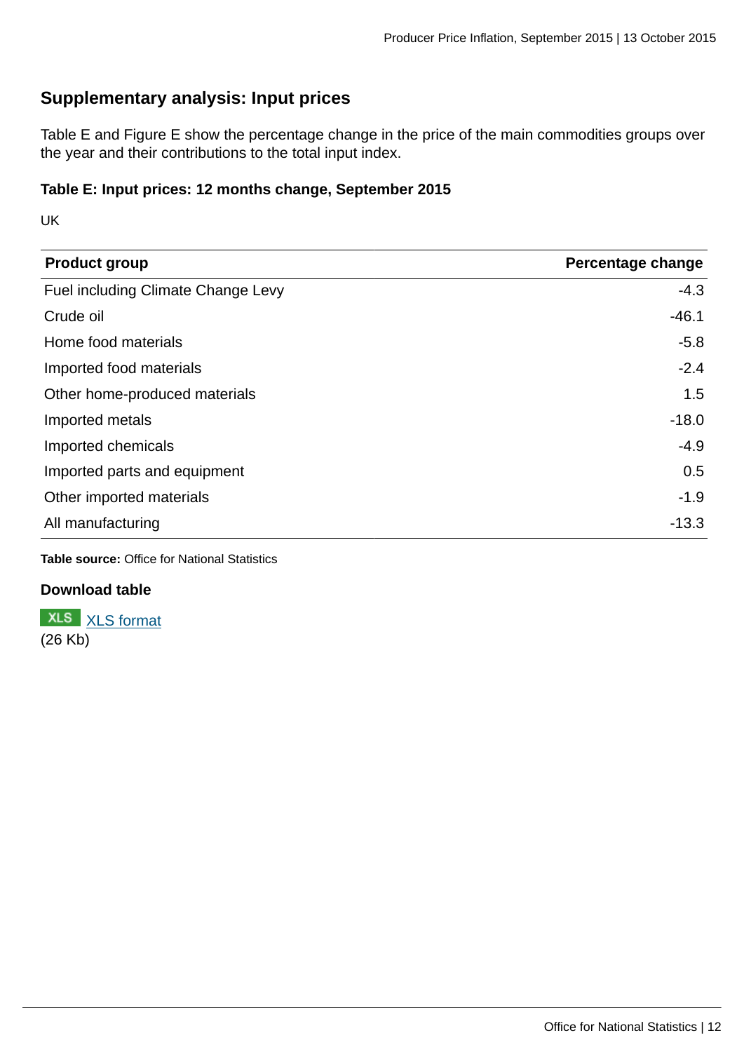## Supplementary analysis: Input prices

Table E and Figure E show the percentage change in the price of the main commodities groups over the year and their contributions to the total input index.

### Table E: Input prices: 12 months change, September 2015

UK

| Product group | Percentage change |
| --- | ---: |
| Fuel including Climate Change Levy | -4.3 |
| Crude oil | -46.1 |
| Home food materials | -5.8 |
| Imported food materials | -2.4 |
| Other home-produced materials | 1.5 |
| Imported metals | -18.0 |
| Imported chemicals | -4.9 |
| Imported parts and equipment | 0.5 |
| Other imported materials | -1.9 |
| All manufacturing | -13.3 |

**Table source:** Office for National Statistics

### Download table

XLS [XLS format](#)
(26 Kb)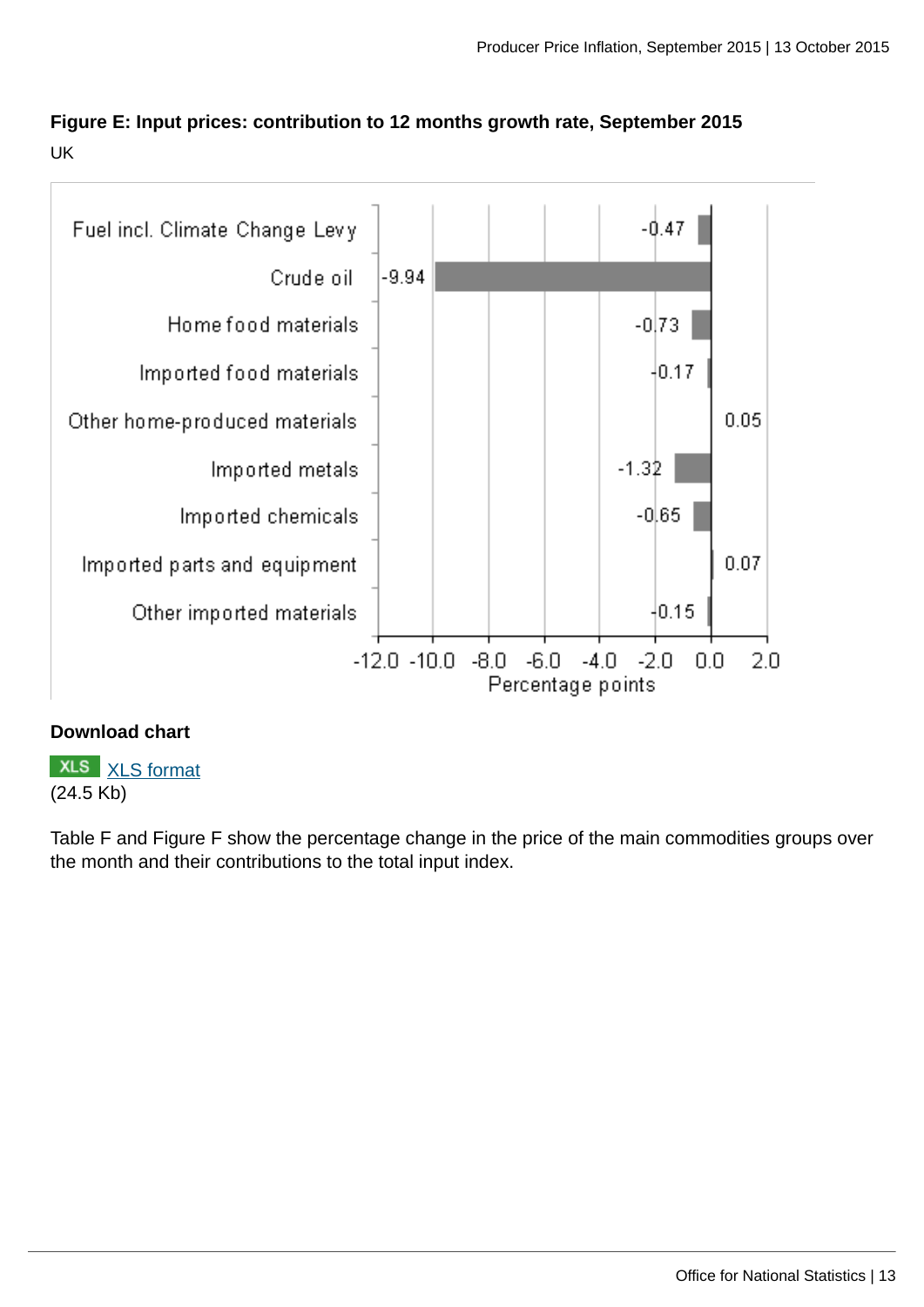**Figure E: Input prices: contribution to 12 months growth rate, September 2015**

UK

| Category | Percentage points |
|---|---|
| Fuel incl. Climate Change Levy | -0.47 |
| Crude oil | -9.94 |
| Home food materials | -0.73 |
| Imported food materials | -0.17 |
| Other home-produced materials | 0.05 |
| Imported metals | -1.32 |
| Imported chemicals | -0.65 |
| Imported parts and equipment | 0.07 |
| Other imported materials | -0.15 |

**Download chart**

XLS [XLS format](XLS format)
(24.5 Kb)

Table F and Figure F show the percentage change in the price of the main commodities groups over the month and their contributions to the total input index.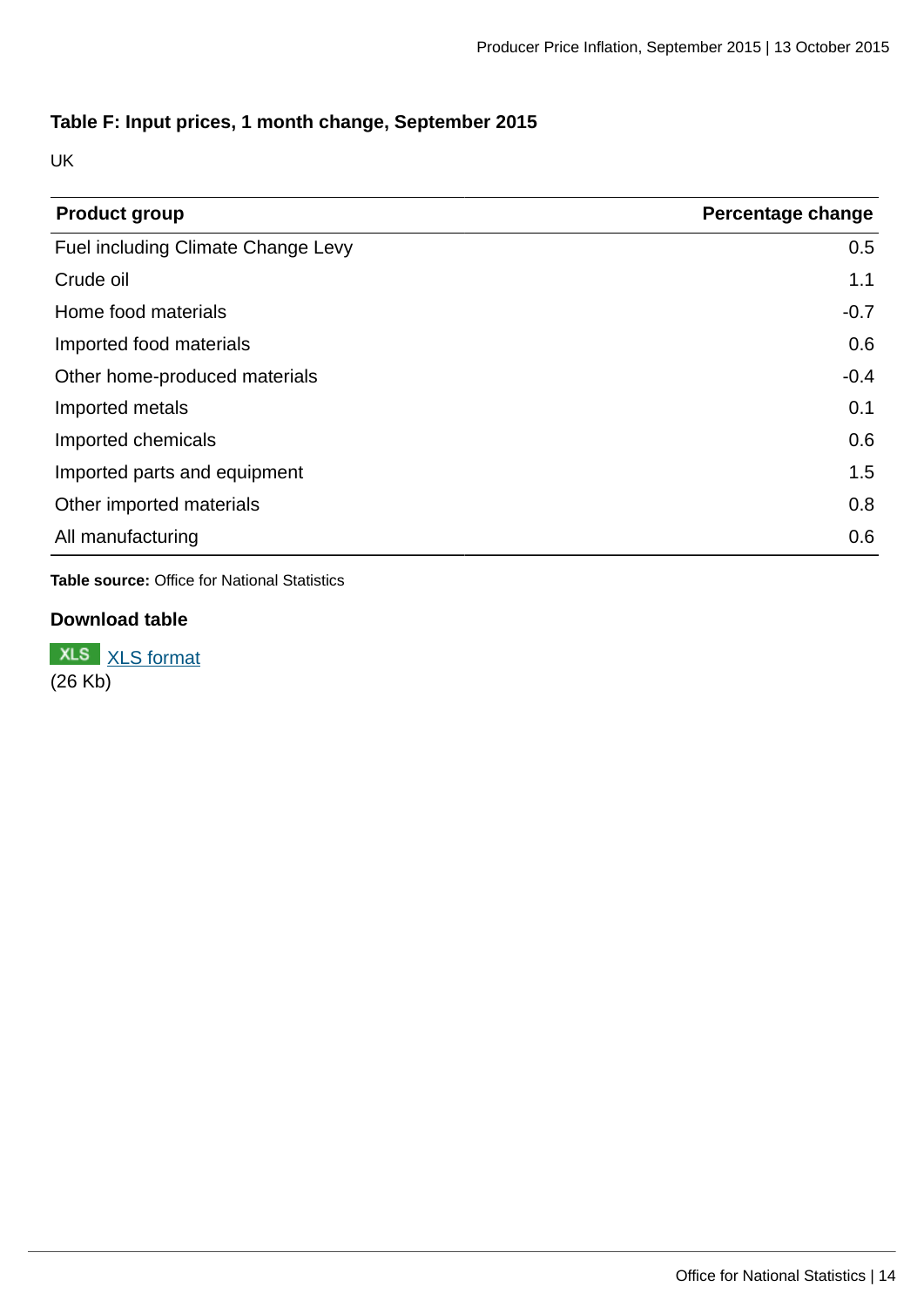### Table F: Input prices, 1 month change, September 2015

UK

| Product group | Percentage change |
|---|---|
| Fuel including Climate Change Levy | 0.5 |
| Crude oil | 1.1 |
| Home food materials | -0.7 |
| Imported food materials | 0.6 |
| Other home-produced materials | -0.4 |
| Imported metals | 0.1 |
| Imported chemicals | 0.6 |
| Imported parts and equipment | 1.5 |
| Other imported materials | 0.8 |
| All manufacturing | 0.6 |

**Table source:** Office for National Statistics

**Download table**

XLS XLS format
(26 Kb)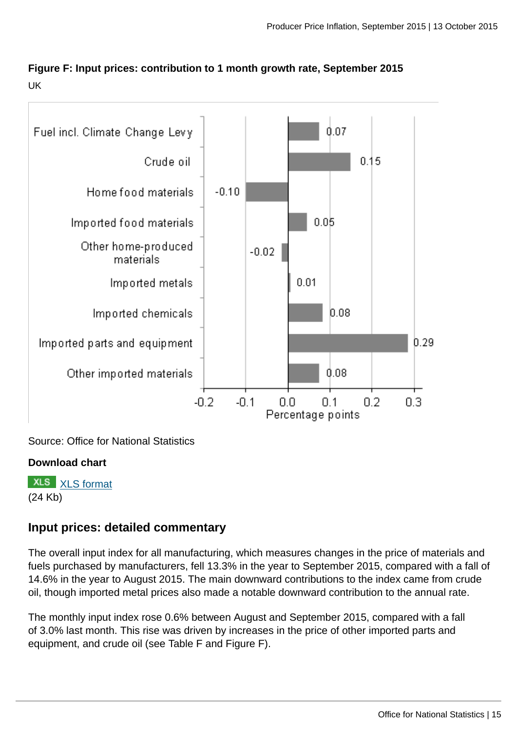**Figure F: Input prices: contribution to 1 month growth rate, September 2015**

UK

| Category | Percentage points |
|---|---|
| Fuel incl. Climate Change Levy | 0.07 |
| Crude oil | 0.15 |
| Home food materials | -0.10 |
| Imported food materials | 0.05 |
| Other home-produced materials | -0.02 |
| Imported metals | 0.01 |
| Imported chemicals | 0.08 |
| Imported parts and equipment | 0.29 |
| Other imported materials | 0.08 |

Source: Office for National Statistics

**Download chart**

XLS [XLS format](XLS format)
(24 Kb)

## Input prices: detailed commentary

The overall input index for all manufacturing, which measures changes in the price of materials and fuels purchased by manufacturers, fell 13.3% in the year to September 2015, compared with a fall of 14.6% in the year to August 2015. The main downward contributions to the index came from crude oil, though imported metal prices also made a notable downward contribution to the annual rate.

The monthly input index rose 0.6% between August and September 2015, compared with a fall of 3.0% last month. This rise was driven by increases in the price of other imported parts and equipment, and crude oil (see Table F and Figure F).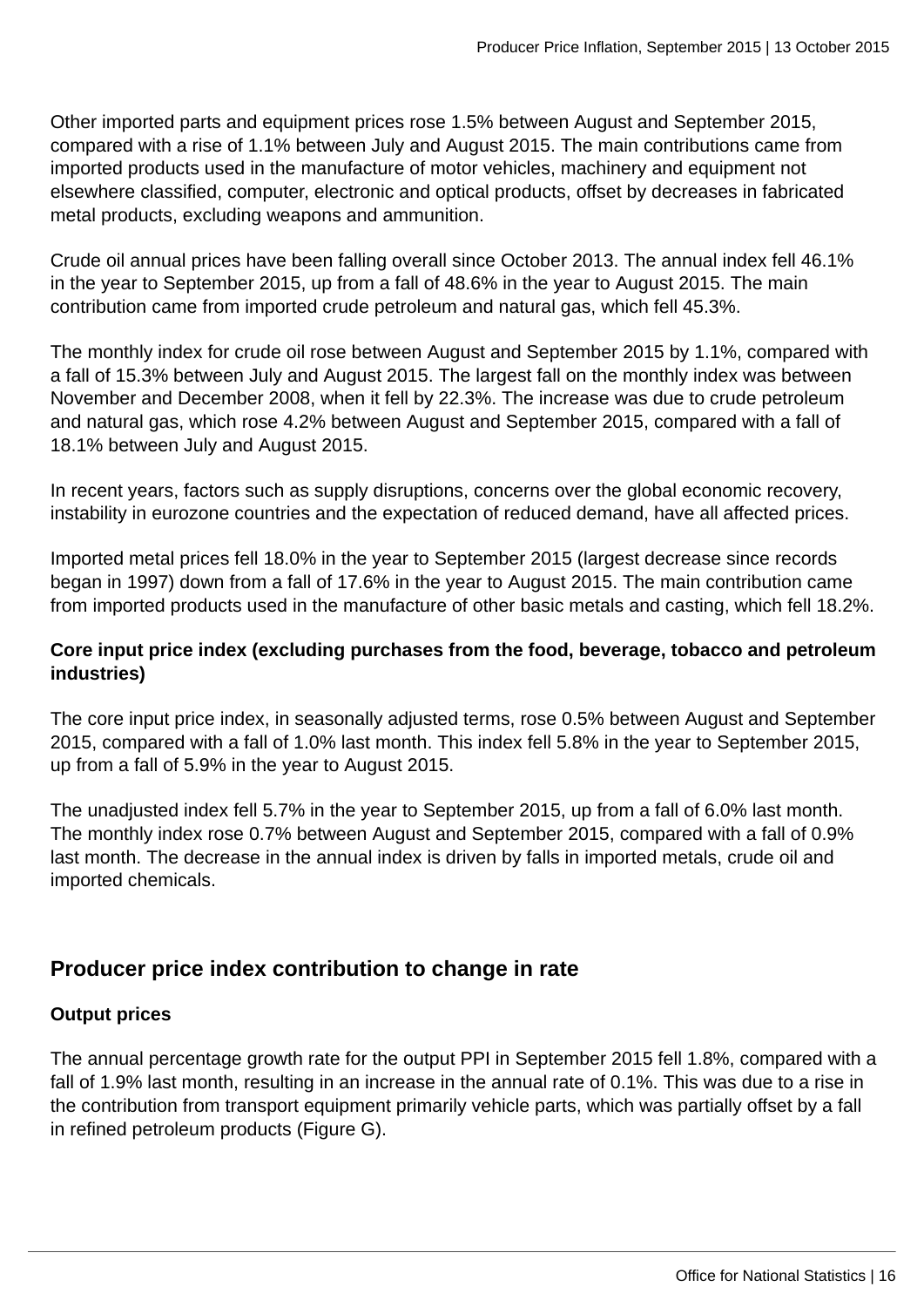Other imported parts and equipment prices rose 1.5% between August and September 2015, compared with a rise of 1.1% between July and August 2015. The main contributions came from imported products used in the manufacture of motor vehicles, machinery and equipment not elsewhere classified, computer, electronic and optical products, offset by decreases in fabricated metal products, excluding weapons and ammunition.

Crude oil annual prices have been falling overall since October 2013. The annual index fell 46.1% in the year to September 2015, up from a fall of 48.6% in the year to August 2015. The main contribution came from imported crude petroleum and natural gas, which fell 45.3%.

The monthly index for crude oil rose between August and September 2015 by 1.1%, compared with a fall of 15.3% between July and August 2015. The largest fall on the monthly index was between November and December 2008, when it fell by 22.3%. The increase was due to crude petroleum and natural gas, which rose 4.2% between August and September 2015, compared with a fall of 18.1% between July and August 2015.

In recent years, factors such as supply disruptions, concerns over the global economic recovery, instability in eurozone countries and the expectation of reduced demand, have all affected prices.

Imported metal prices fell 18.0% in the year to September 2015 (largest decrease since records began in 1997) down from a fall of 17.6% in the year to August 2015. The main contribution came from imported products used in the manufacture of other basic metals and casting, which fell 18.2%.

**Core input price index (excluding purchases from the food, beverage, tobacco and petroleum industries)**

The core input price index, in seasonally adjusted terms, rose 0.5% between August and September 2015, compared with a fall of 1.0% last month. This index fell 5.8% in the year to September 2015, up from a fall of 5.9% in the year to August 2015.

The unadjusted index fell 5.7% in the year to September 2015, up from a fall of 6.0% last month. The monthly index rose 0.7% between August and September 2015, compared with a fall of 0.9% last month. The decrease in the annual index is driven by falls in imported metals, crude oil and imported chemicals.

## Producer price index contribution to change in rate

**Output prices**

The annual percentage growth rate for the output PPI in September 2015 fell 1.8%, compared with a fall of 1.9% last month, resulting in an increase in the annual rate of 0.1%. This was due to a rise in the contribution from transport equipment primarily vehicle parts, which was partially offset by a fall in refined petroleum products (Figure G).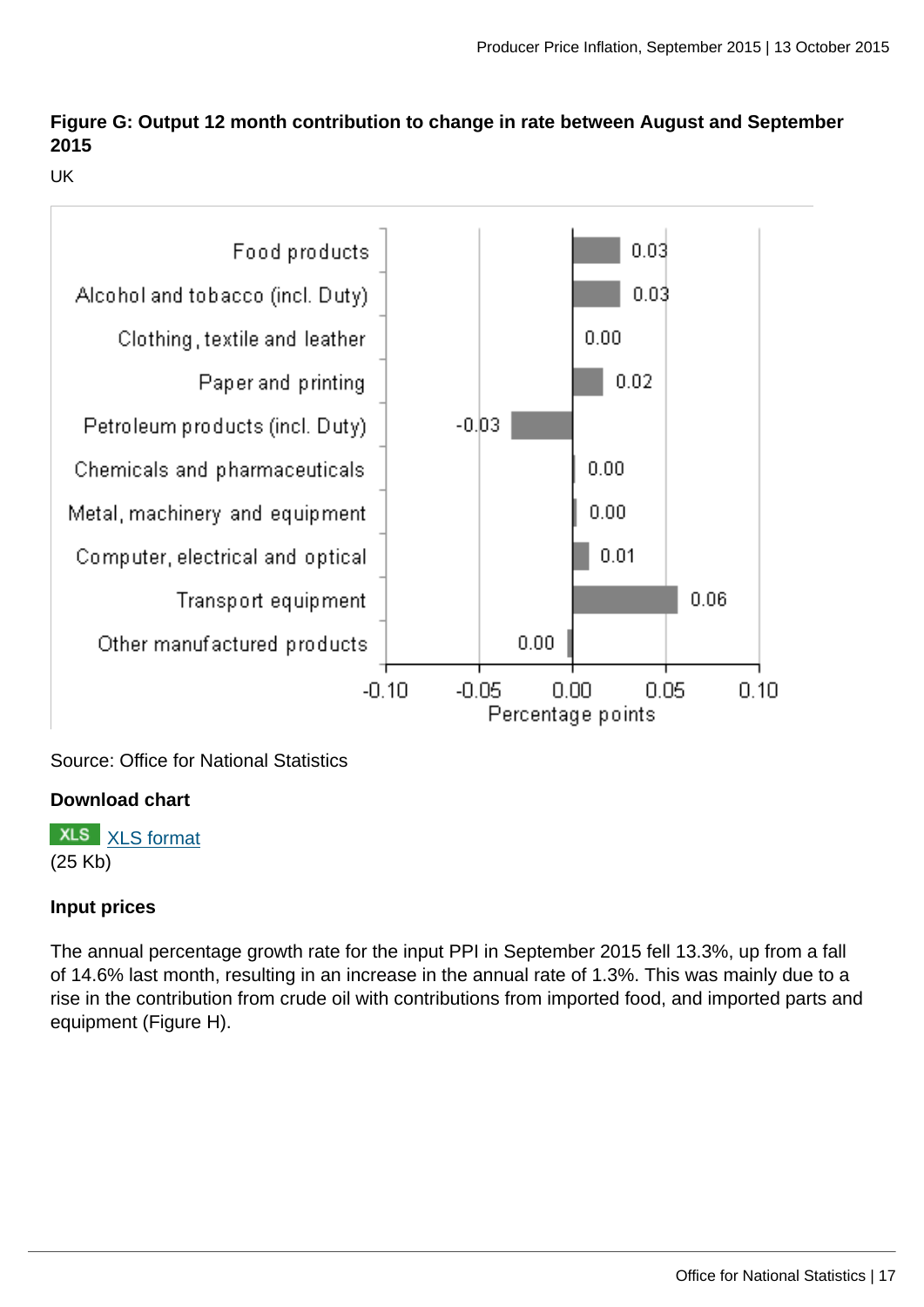**Figure G: Output 12 month contribution to change in rate between August and September 2015**

UK

| Category | Percentage points |
|---|---|
| Food products | 0.03 |
| Alcohol and tobacco (incl. Duty) | 0.03 |
| Clothing, textile and leather | 0.00 |
| Paper and printing | 0.02 |
| Petroleum products (incl. Duty) | -0.03 |
| Chemicals and pharmaceuticals | 0.00 |
| Metal, machinery and equipment | 0.00 |
| Computer, electrical and optical | 0.01 |
| Transport equipment | 0.06 |
| Other manufactured products | 0.00 |

Source: Office for National Statistics

**Download chart**

XLS XLS format
(25 Kb)

### Input prices

The annual percentage growth rate for the input PPI in September 2015 fell 13.3%, up from a fall of 14.6% last month, resulting in an increase in the annual rate of 1.3%. This was mainly due to a rise in the contribution from crude oil with contributions from imported food, and imported parts and equipment (Figure H).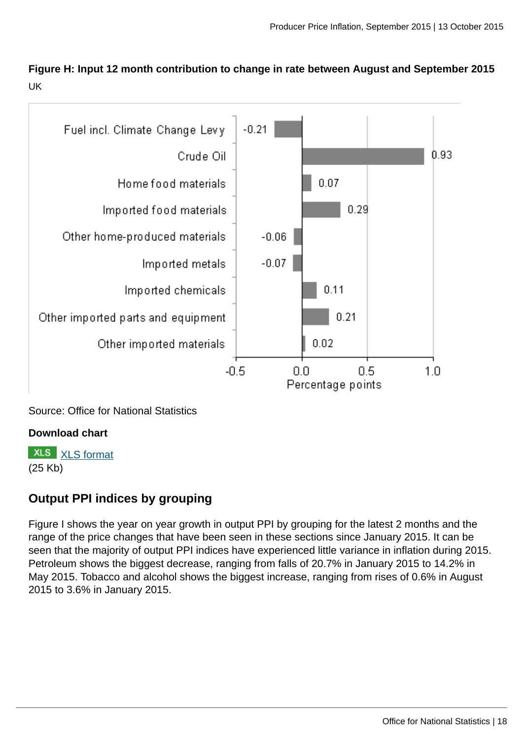**Figure H: Input 12 month contribution to change in rate between August and September 2015**

UK

| Category | Percentage points |
|---|---|
| Fuel incl. Climate Change Levy | -0.21 |
| Crude Oil | 0.93 |
| Home food materials | 0.07 |
| Imported food materials | 0.29 |
| Other home-produced materials | -0.06 |
| Imported metals | -0.07 |
| Imported chemicals | 0.11 |
| Other imported parts and equipment | 0.21 |
| Other imported materials | 0.02 |

Source: Office for National Statistics

**Download chart**

XLS [XLS format](XLS format)
(25 Kb)

## Output PPI indices by grouping

Figure I shows the year on year growth in output PPI by grouping for the latest 2 months and the range of the price changes that have been seen in these sections since January 2015. It can be seen that the majority of output PPI indices have experienced little variance in inflation during 2015. Petroleum shows the biggest decrease, ranging from falls of 20.7% in January 2015 to 14.2% in May 2015. Tobacco and alcohol shows the biggest increase, ranging from rises of 0.6% in August 2015 to 3.6% in January 2015.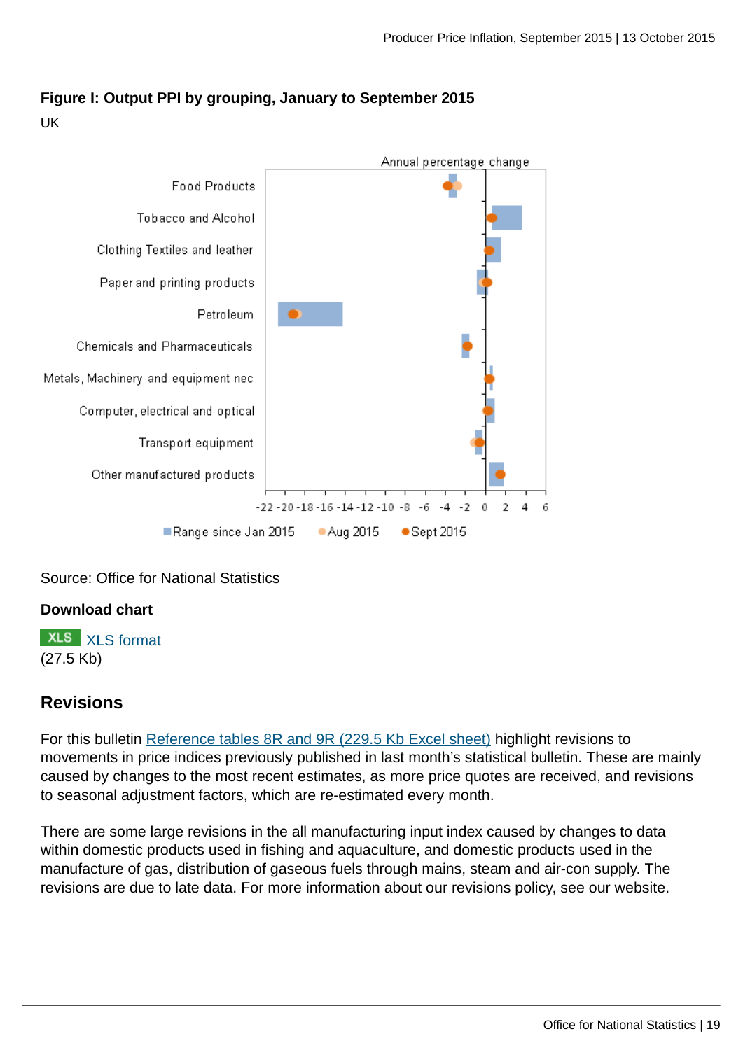**Figure I: Output PPI by grouping, January to September 2015**

UK

Annual percentage change

Food Products
Tobacco and Alcohol
Clothing Textiles and leather
Paper and printing products
Petroleum
Chemicals and Pharmaceuticals
Metals, Machinery and equipment nec
Computer, electrical and optical
Transport equipment
Other manufactured products

-22 -20 -18 -16 -14 -12 -10 -8 -6 -4 -2 0 2 4 6

Range since Jan 2015 | Aug 2015 | Sept 2015

Source: Office for National Statistics

**Download chart**

XLS XLS format
(27.5 Kb)

## Revisions

For this bulletin Reference tables 8R and 9R (229.5 Kb Excel sheet) highlight revisions to movements in price indices previously published in last month's statistical bulletin. These are mainly caused by changes to the most recent estimates, as more price quotes are received, and revisions to seasonal adjustment factors, which are re-estimated every month.

There are some large revisions in the all manufacturing input index caused by changes to data within domestic products used in fishing and aquaculture, and domestic products used in the manufacture of gas, distribution of gaseous fuels through mains, steam and air-con supply. The revisions are due to late data. For more information about our revisions policy, see our website.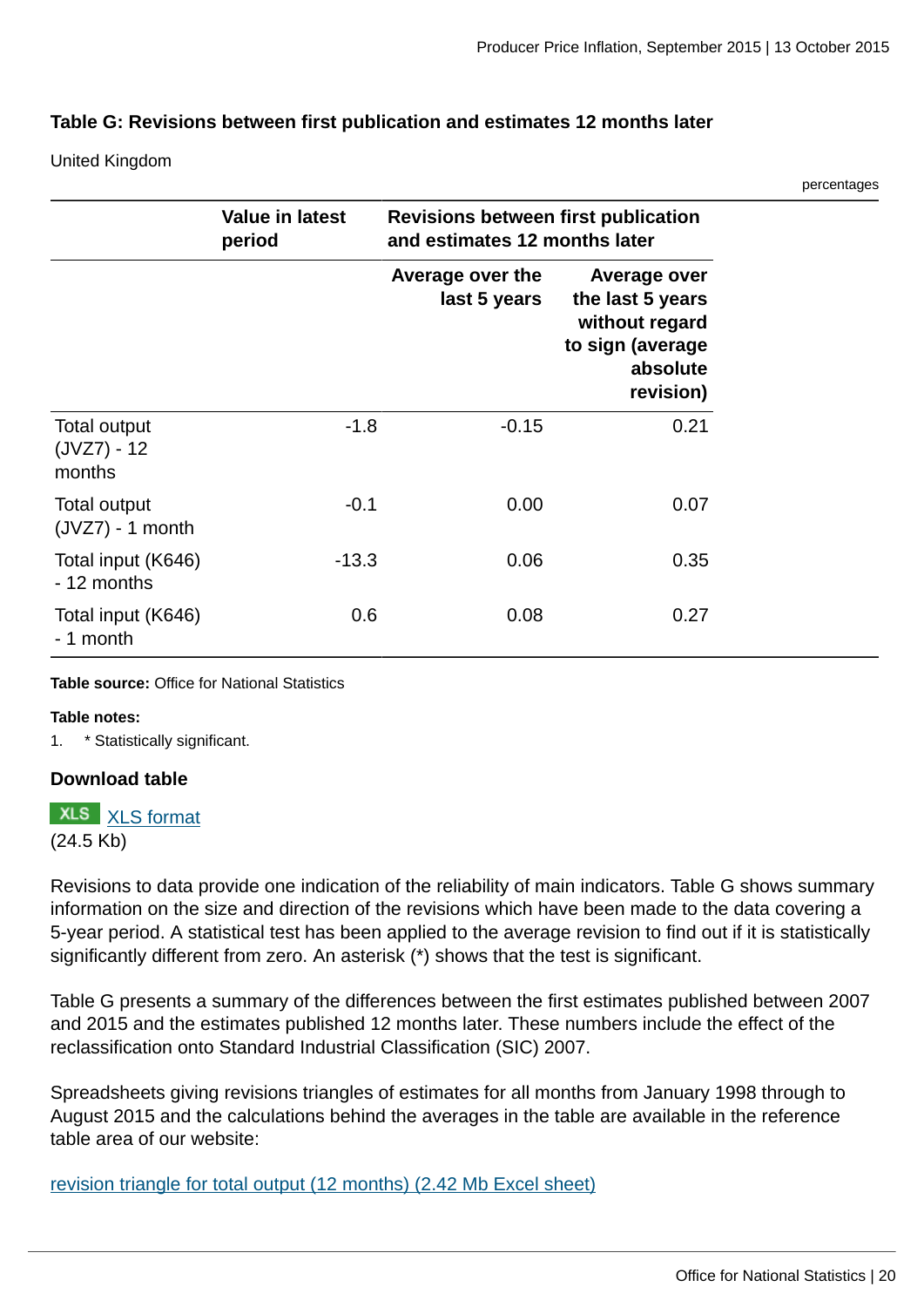### Table G: Revisions between first publication and estimates 12 months later

United Kingdom

percentages

| | Value in latest period | Revisions between first publication and estimates 12 months later | |
|---|---|---|---|
| | | Average over the last 5 years | Average over the last 5 years without regard to sign (average absolute revision) |
| Total output (JVZ7) - 12 months | -1.8 | -0.15 | 0.21 |
| Total output (JVZ7) - 1 month | -0.1 | 0.00 | 0.07 |
| Total input (K646) - 12 months | -13.3 | 0.06 | 0.35 |
| Total input (K646) - 1 month | 0.6 | 0.08 | 0.27 |

**Table source:** Office for National Statistics

**Table notes:**

1. * Statistically significant.

**Download table**

XLS [XLS format](XLS format)
(24.5 Kb)

Revisions to data provide one indication of the reliability of main indicators. Table G shows summary information on the size and direction of the revisions which have been made to the data covering a 5-year period. A statistical test has been applied to the average revision to find out if it is statistically significantly different from zero. An asterisk (*) shows that the test is significant.

Table G presents a summary of the differences between the first estimates published between 2007 and 2015 and the estimates published 12 months later. These numbers include the effect of the reclassification onto Standard Industrial Classification (SIC) 2007.

Spreadsheets giving revisions triangles of estimates for all months from January 1998 through to August 2015 and the calculations behind the averages in the table are available in the reference table area of our website:

revision triangle for total output (12 months) (2.42 Mb Excel sheet)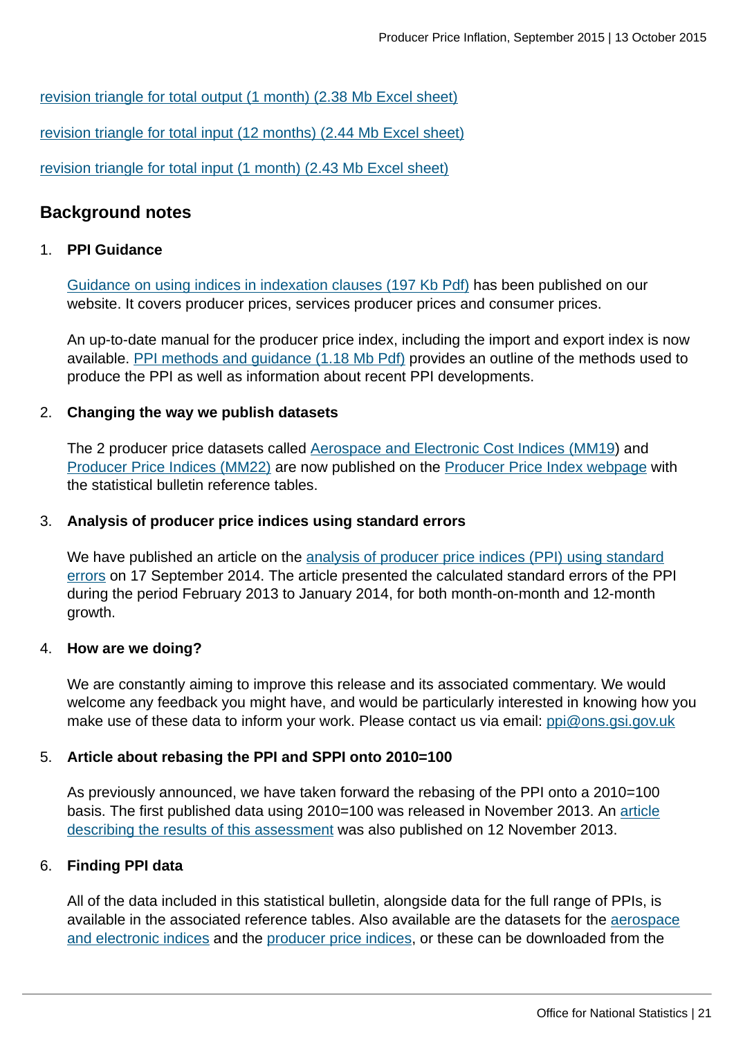[revision triangle for total output (1 month) (2.38 Mb Excel sheet)](#)

[revision triangle for total input (12 months) (2.44 Mb Excel sheet)](#)

[revision triangle for total input (1 month) (2.43 Mb Excel sheet)](#)

## Background notes

1. **PPI Guidance**

   Guidance on using indices in indexation clauses (197 Kb Pdf) has been published on our website. It covers producer prices, services producer prices and consumer prices.

   An up-to-date manual for the producer price index, including the import and export index is now available. PPI methods and guidance (1.18 Mb Pdf) provides an outline of the methods used to produce the PPI as well as information about recent PPI developments.

2. **Changing the way we publish datasets**

   The 2 producer price datasets called Aerospace and Electronic Cost Indices (MM19) and Producer Price Indices (MM22) are now published on the Producer Price Index webpage with the statistical bulletin reference tables.

3. **Analysis of producer price indices using standard errors**

   We have published an article on the analysis of producer price indices (PPI) using standard errors on 17 September 2014. The article presented the calculated standard errors of the PPI during the period February 2013 to January 2014, for both month-on-month and 12-month growth.

4. **How are we doing?**

   We are constantly aiming to improve this release and its associated commentary. We would welcome any feedback you might have, and would be particularly interested in knowing how you make use of these data to inform your work. Please contact us via email: ppi@ons.gsi.gov.uk

5. **Article about rebasing the PPI and SPPI onto 2010=100**

   As previously announced, we have taken forward the rebasing of the PPI onto a 2010=100 basis. The first published data using 2010=100 was released in November 2013. An article describing the results of this assessment was also published on 12 November 2013.

6. **Finding PPI data**

   All of the data included in this statistical bulletin, alongside data for the full range of PPIs, is available in the associated reference tables. Also available are the datasets for the aerospace and electronic indices and the producer price indices, or these can be downloaded from the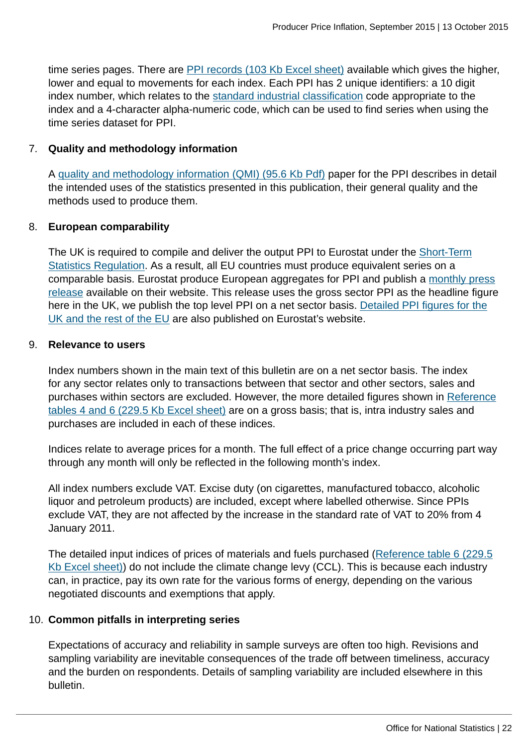time series pages. There are PPI records (103 Kb Excel sheet) available which gives the higher, lower and equal to movements for each index. Each PPI has 2 unique identifiers: a 10 digit index number, which relates to the standard industrial classification code appropriate to the index and a 4-character alpha-numeric code, which can be used to find series when using the time series dataset for PPI.

7. **Quality and methodology information**

   A quality and methodology information (QMI) (95.6 Kb Pdf) paper for the PPI describes in detail the intended uses of the statistics presented in this publication, their general quality and the methods used to produce them.

8. **European comparability**

   The UK is required to compile and deliver the output PPI to Eurostat under the Short-Term Statistics Regulation. As a result, all EU countries must produce equivalent series on a comparable basis. Eurostat produce European aggregates for PPI and publish a monthly press release available on their website. This release uses the gross sector PPI as the headline figure here in the UK, we publish the top level PPI on a net sector basis. Detailed PPI figures for the UK and the rest of the EU are also published on Eurostat's website.

9. **Relevance to users**

   Index numbers shown in the main text of this bulletin are on a net sector basis. The index for any sector relates only to transactions between that sector and other sectors, sales and purchases within sectors are excluded. However, the more detailed figures shown in Reference tables 4 and 6 (229.5 Kb Excel sheet) are on a gross basis; that is, intra industry sales and purchases are included in each of these indices.

   Indices relate to average prices for a month. The full effect of a price change occurring part way through any month will only be reflected in the following month's index.

   All index numbers exclude VAT. Excise duty (on cigarettes, manufactured tobacco, alcoholic liquor and petroleum products) are included, except where labelled otherwise. Since PPIs exclude VAT, they are not affected by the increase in the standard rate of VAT to 20% from 4 January 2011.

   The detailed input indices of prices of materials and fuels purchased (Reference table 6 (229.5 Kb Excel sheet)) do not include the climate change levy (CCL). This is because each industry can, in practice, pay its own rate for the various forms of energy, depending on the various negotiated discounts and exemptions that apply.

10. **Common pitfalls in interpreting series**

    Expectations of accuracy and reliability in sample surveys are often too high. Revisions and sampling variability are inevitable consequences of the trade off between timeliness, accuracy and the burden on respondents. Details of sampling variability are included elsewhere in this bulletin.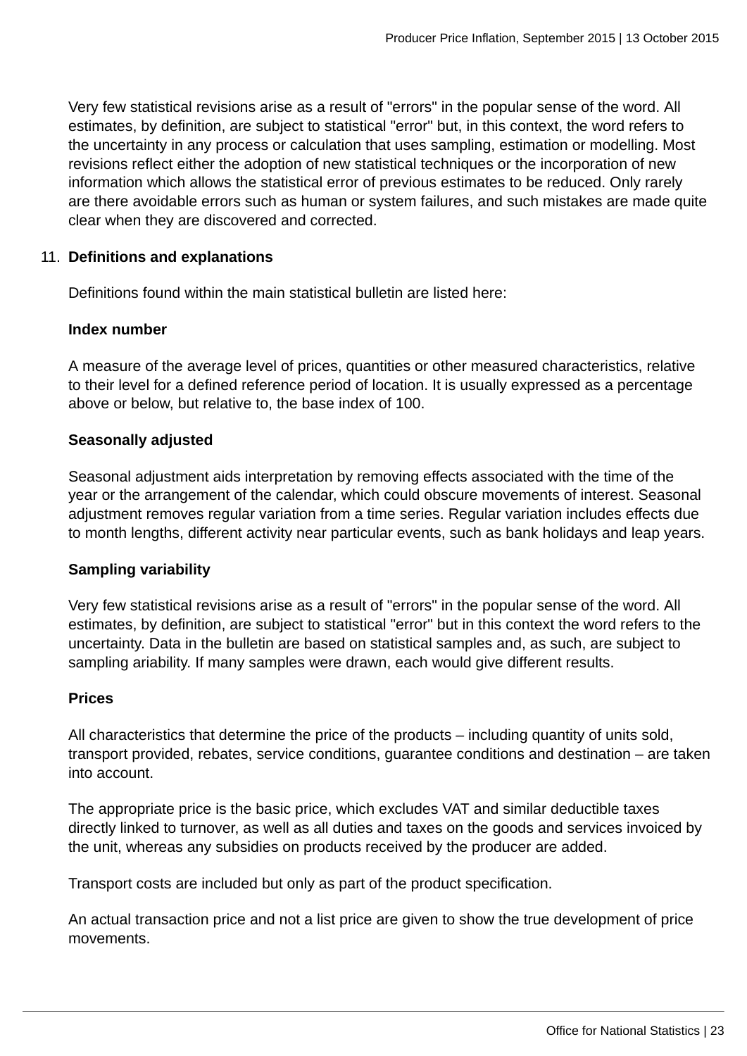Very few statistical revisions arise as a result of "errors" in the popular sense of the word. All estimates, by definition, are subject to statistical "error" but, in this context, the word refers to the uncertainty in any process or calculation that uses sampling, estimation or modelling. Most revisions reflect either the adoption of new statistical techniques or the incorporation of new information which allows the statistical error of previous estimates to be reduced. Only rarely are there avoidable errors such as human or system failures, and such mistakes are made quite clear when they are discovered and corrected.

11. **Definitions and explanations**

Definitions found within the main statistical bulletin are listed here:

**Index number**

A measure of the average level of prices, quantities or other measured characteristics, relative to their level for a defined reference period of location. It is usually expressed as a percentage above or below, but relative to, the base index of 100.

**Seasonally adjusted**

Seasonal adjustment aids interpretation by removing effects associated with the time of the year or the arrangement of the calendar, which could obscure movements of interest. Seasonal adjustment removes regular variation from a time series. Regular variation includes effects due to month lengths, different activity near particular events, such as bank holidays and leap years.

**Sampling variability**

Very few statistical revisions arise as a result of "errors" in the popular sense of the word. All estimates, by definition, are subject to statistical "error" but in this context the word refers to the uncertainty. Data in the bulletin are based on statistical samples and, as such, are subject to sampling ariability. If many samples were drawn, each would give different results.

**Prices**

All characteristics that determine the price of the products – including quantity of units sold, transport provided, rebates, service conditions, guarantee conditions and destination – are taken into account.

The appropriate price is the basic price, which excludes VAT and similar deductible taxes directly linked to turnover, as well as all duties and taxes on the goods and services invoiced by the unit, whereas any subsidies on products received by the producer are added.

Transport costs are included but only as part of the product specification.

An actual transaction price and not a list price are given to show the true development of price movements.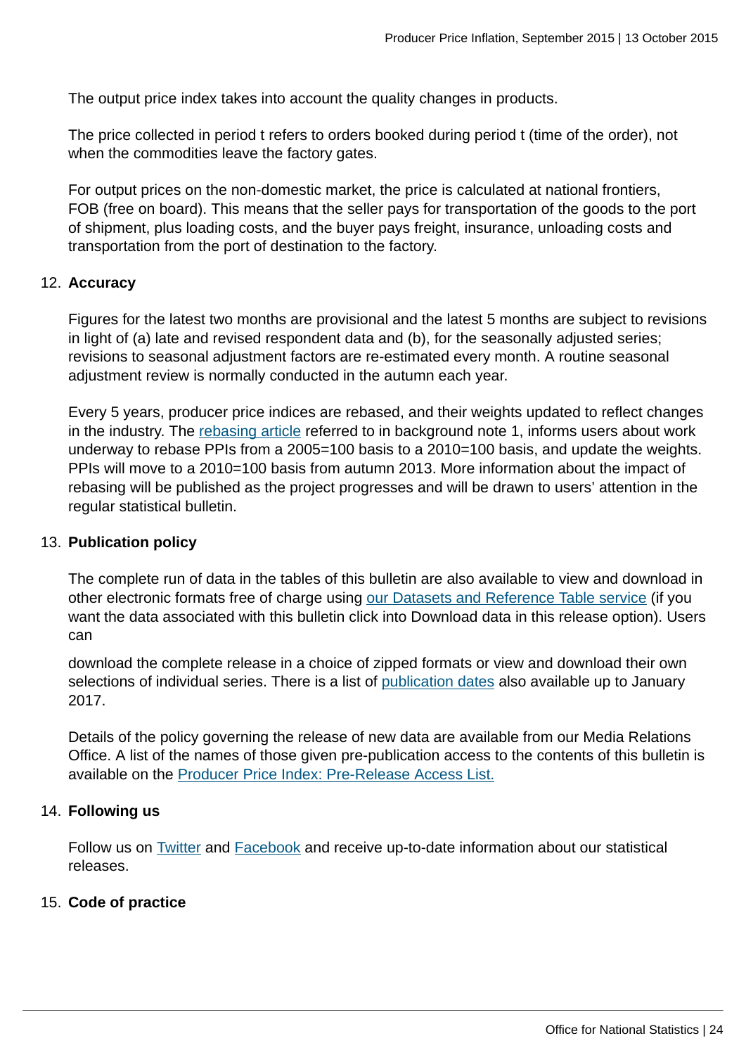The output price index takes into account the quality changes in products.

The price collected in period t refers to orders booked during period t (time of the order), not when the commodities leave the factory gates.

For output prices on the non-domestic market, the price is calculated at national frontiers, FOB (free on board). This means that the seller pays for transportation of the goods to the port of shipment, plus loading costs, and the buyer pays freight, insurance, unloading costs and transportation from the port of destination to the factory.

12. **Accuracy**

    Figures for the latest two months are provisional and the latest 5 months are subject to revisions in light of (a) late and revised respondent data and (b), for the seasonally adjusted series; revisions to seasonal adjustment factors are re-estimated every month. A routine seasonal adjustment review is normally conducted in the autumn each year.

    Every 5 years, producer price indices are rebased, and their weights updated to reflect changes in the industry. The rebasing article referred to in background note 1, informs users about work underway to rebase PPIs from a 2005=100 basis to a 2010=100 basis, and update the weights. PPIs will move to a 2010=100 basis from autumn 2013. More information about the impact of rebasing will be published as the project progresses and will be drawn to users' attention in the regular statistical bulletin.

13. **Publication policy**

    The complete run of data in the tables of this bulletin are also available to view and download in other electronic formats free of charge using our Datasets and Reference Table service (if you want the data associated with this bulletin click into Download data in this release option). Users can

    download the complete release in a choice of zipped formats or view and download their own selections of individual series. There is a list of publication dates also available up to January 2017.

    Details of the policy governing the release of new data are available from our Media Relations Office. A list of the names of those given pre-publication access to the contents of this bulletin is available on the Producer Price Index: Pre-Release Access List.

14. **Following us**

    Follow us on Twitter and Facebook and receive up-to-date information about our statistical releases.

15. **Code of practice**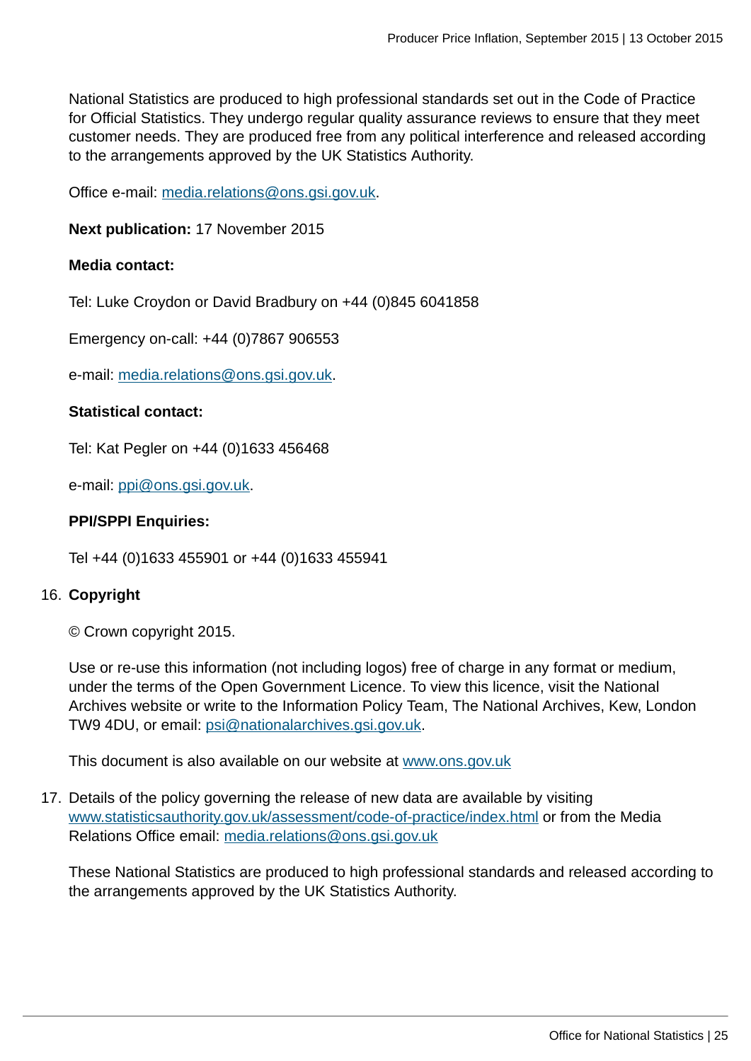National Statistics are produced to high professional standards set out in the Code of Practice for Official Statistics. They undergo regular quality assurance reviews to ensure that they meet customer needs. They are produced free from any political interference and released according to the arrangements approved by the UK Statistics Authority.

Office e-mail: media.relations@ons.gsi.gov.uk.

**Next publication:** 17 November 2015

**Media contact:**

Tel: Luke Croydon or David Bradbury on +44 (0)845 6041858

Emergency on-call: +44 (0)7867 906553

e-mail: media.relations@ons.gsi.gov.uk.

**Statistical contact:**

Tel: Kat Pegler on +44 (0)1633 456468

e-mail: ppi@ons.gsi.gov.uk.

**PPI/SPPI Enquiries:**

Tel +44 (0)1633 455901 or +44 (0)1633 455941

16. **Copyright**

    © Crown copyright 2015.

    Use or re-use this information (not including logos) free of charge in any format or medium, under the terms of the Open Government Licence. To view this licence, visit the National Archives website or write to the Information Policy Team, The National Archives, Kew, London TW9 4DU, or email: psi@nationalarchives.gsi.gov.uk.

    This document is also available on our website at www.ons.gov.uk

17. Details of the policy governing the release of new data are available by visiting www.statisticsauthority.gov.uk/assessment/code-of-practice/index.html or from the Media Relations Office email: media.relations@ons.gsi.gov.uk

    These National Statistics are produced to high professional standards and released according to the arrangements approved by the UK Statistics Authority.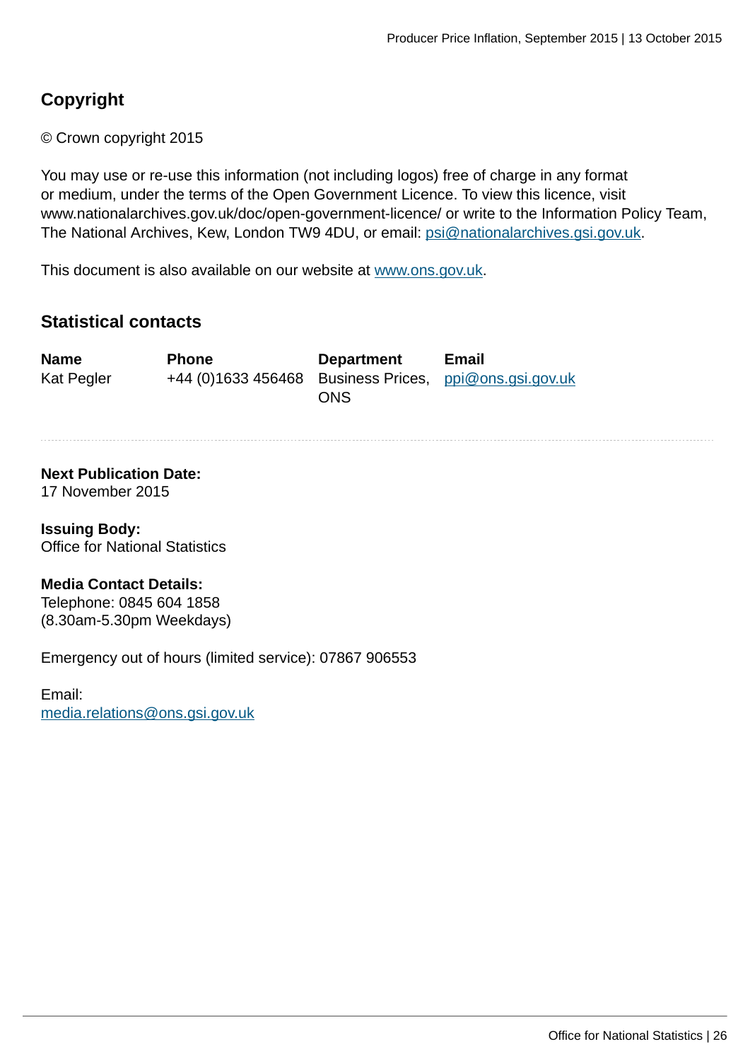## Copyright

© Crown copyright 2015

You may use or re-use this information (not including logos) free of charge in any format or medium, under the terms of the Open Government Licence. To view this licence, visit www.nationalarchives.gov.uk/doc/open-government-licence/ or write to the Information Policy Team, The National Archives, Kew, London TW9 4DU, or email: psi@nationalarchives.gsi.gov.uk.

This document is also available on our website at www.ons.gov.uk.

## Statistical contacts

| Name | Phone | Department | Email |
| --- | --- | --- | --- |
| Kat Pegler | +44 (0)1633 456468 | Business Prices, ONS | ppi@ons.gsi.gov.uk |

---

**Next Publication Date:**
17 November 2015

**Issuing Body:**
Office for National Statistics

**Media Contact Details:**
Telephone: 0845 604 1858
(8.30am-5.30pm Weekdays)

Emergency out of hours (limited service): 07867 906553

Email:
media.relations@ons.gsi.gov.uk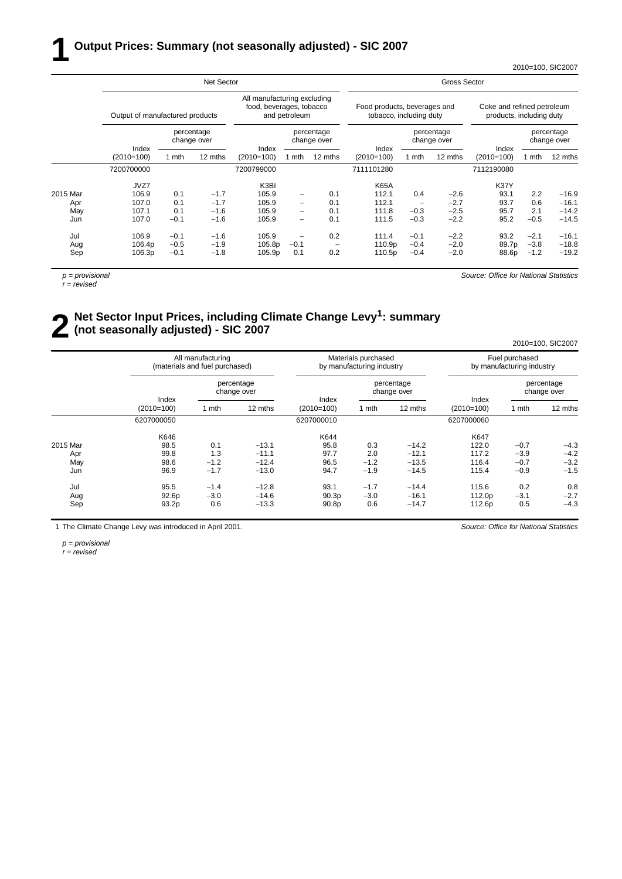# 1 Output Prices: Summary (not seasonally adjusted) - SIC 2007

2010=100, SIC2007

| | Net Sector | | | | | | Gross Sector | | | | | |
|---|---|---|---|---|---|---|---|---|---|---|---|---|
| | Output of manufactured products | | | All manufacturing excluding food, beverages, tobacco and petroleum | | | Food products, beverages and tobacco, including duty | | | Coke and refined petroleum products, including duty | | |
| | Index (2010=100) | percentage change over 1 mth | percentage change over 12 mths | Index (2010=100) | percentage change over 1 mth | percentage change over 12 mths | Index (2010=100) | percentage change over 1 mth | percentage change over 12 mths | Index (2010=100) | percentage change over 1 mth | percentage change over 12 mths |
| | 7200700000 | | | 7200799000 | | | 7111101280 | | | 7112190080 | | |
| | JVZ7 | | | K3BI | | | K65A | | | K37Y | | |
| 2015 Mar | 106.9 | 0.1 | −1.7 | 105.9 | – | 0.1 | 112.1 | 0.4 | −2.6 | 93.1 | 2.2 | −16.9 |
| Apr | 107.0 | 0.1 | −1.7 | 105.9 | – | 0.1 | 112.1 | – | −2.7 | 93.7 | 0.6 | −16.1 |
| May | 107.1 | 0.1 | −1.6 | 105.9 | – | 0.1 | 111.8 | −0.3 | −2.5 | 95.7 | 2.1 | −14.2 |
| Jun | 107.0 | −0.1 | −1.6 | 105.9 | – | 0.1 | 111.5 | −0.3 | −2.2 | 95.2 | −0.5 | −14.5 |
| Jul | 106.9 | −0.1 | −1.6 | 105.9 | – | 0.2 | 111.4 | −0.1 | −2.2 | 93.2 | −2.1 | −16.1 |
| Aug | 106.4p | −0.5 | −1.9 | 105.8p | −0.1 | – | 110.9p | −0.4 | −2.0 | 89.7p | −3.8 | −18.8 |
| Sep | 106.3p | −0.1 | −1.8 | 105.9p | 0.1 | 0.2 | 110.5p | −0.4 | −2.0 | 88.6p | −1.2 | −19.2 |

*p = provisional*
*r = revised*

*Source: Office for National Statistics*

# 2 Net Sector Input Prices, including Climate Change Levy[1]: summary (not seasonally adjusted) - SIC 2007

2010=100, SIC2007

| | All manufacturing (materials and fuel purchased) | | | Materials purchased by manufacturing industry | | | Fuel purchased by manufacturing industry | | |
|---|---|---|---|---|---|---|---|---|---|
| | Index (2010=100) | percentage change over 1 mth | percentage change over 12 mths | Index (2010=100) | percentage change over 1 mth | percentage change over 12 mths | Index (2010=100) | percentage change over 1 mth | percentage change over 12 mths |
| | 6207000050 | | | 6207000010 | | | 6207000060 | | |
| | K646 | | | K644 | | | K647 | | |
| 2015 Mar | 98.5 | 0.1 | −13.1 | 95.8 | 0.3 | −14.2 | 122.0 | −0.7 | −4.3 |
| Apr | 99.8 | 1.3 | −11.1 | 97.7 | 2.0 | −12.1 | 117.2 | −3.9 | −4.2 |
| May | 98.6 | −1.2 | −12.4 | 96.5 | −1.2 | −13.5 | 116.4 | −0.7 | −3.2 |
| Jun | 96.9 | −1.7 | −13.0 | 94.7 | −1.9 | −14.5 | 115.4 | −0.9 | −1.5 |
| Jul | 95.5 | −1.4 | −12.8 | 93.1 | −1.7 | −14.4 | 115.6 | 0.2 | 0.8 |
| Aug | 92.6p | −3.0 | −14.6 | 90.3p | −3.0 | −16.1 | 112.0p | −3.1 | −2.7 |
| Sep | 93.2p | 0.6 | −13.3 | 90.8p | 0.6 | −14.7 | 112.6p | 0.5 | −4.3 |

1 The Climate Change Levy was introduced in April 2001.

*Source: Office for National Statistics*

*p = provisional*
*r = revised*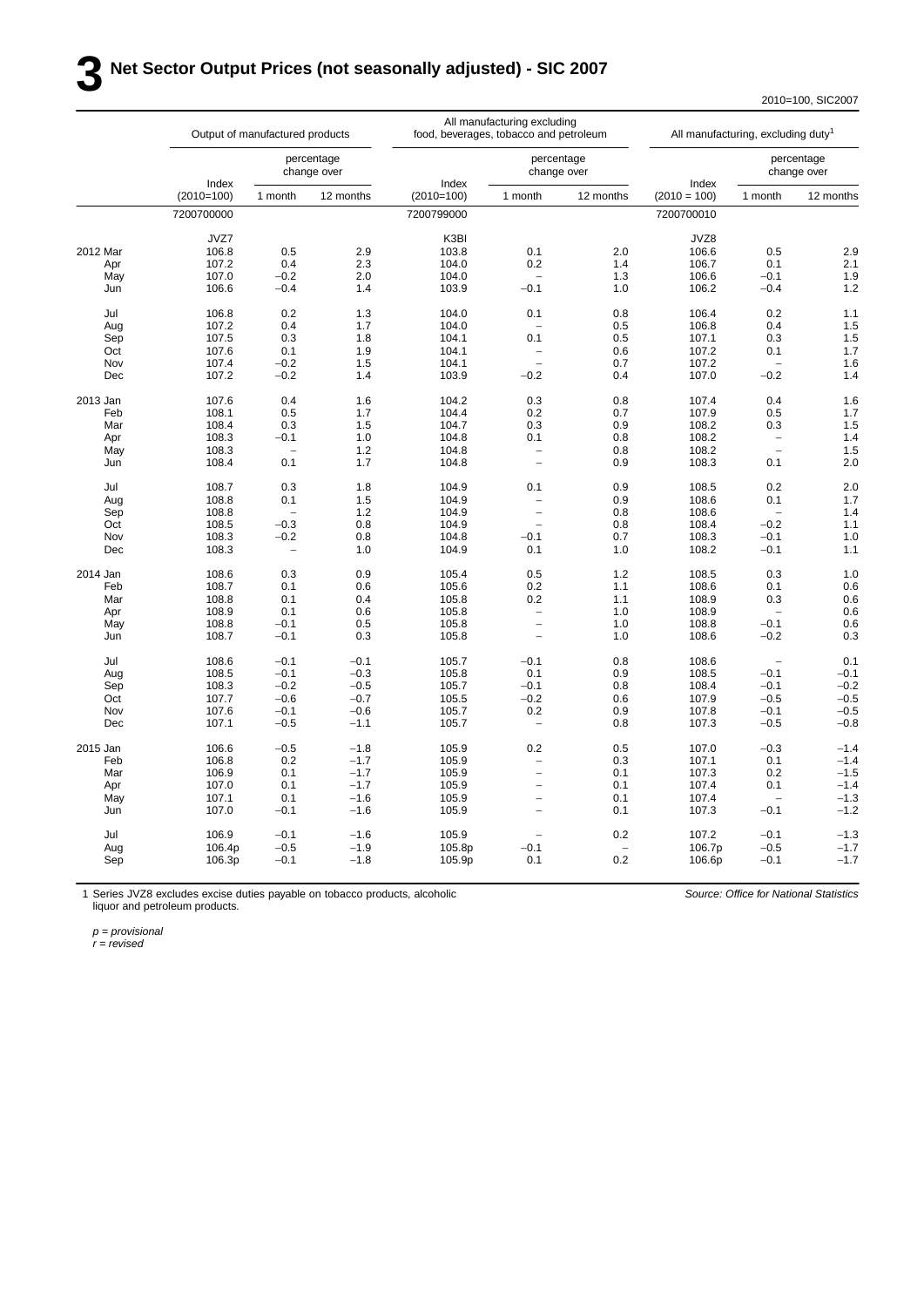# 3 Net Sector Output Prices (not seasonally adjusted) - SIC 2007

2010=100, SIC2007

| | Output of manufactured products | | | All manufacturing excluding food, beverages, tobacco and petroleum | | | All manufacturing, excluding duty[1] | | |
|---|---|---|---|---|---|---|---|---|---|
| | Index (2010=100) | percentage change over 1 month | percentage change over 12 months | Index (2010=100) | percentage change over 1 month | percentage change over 12 months | Index (2010 = 100) | percentage change over 1 month | percentage change over 12 months |
| | 7200700000 | | | 7200799000 | | | 7200700010 | | |
| | JVZ7 | | | K3BI | | | JVZ8 | | |
| 2012 Mar | 106.8 | 0.5 | 2.9 | 103.8 | 0.1 | 2.0 | 106.6 | 0.5 | 2.9 |
| Apr | 107.2 | 0.4 | 2.3 | 104.0 | 0.2 | 1.4 | 106.7 | 0.1 | 2.1 |
| May | 107.0 | −0.2 | 2.0 | 104.0 | – | 1.3 | 106.6 | −0.1 | 1.9 |
| Jun | 106.6 | −0.4 | 1.4 | 103.9 | −0.1 | 1.0 | 106.2 | −0.4 | 1.2 |
| Jul | 106.8 | 0.2 | 1.3 | 104.0 | 0.1 | 0.8 | 106.4 | 0.2 | 1.1 |
| Aug | 107.2 | 0.4 | 1.7 | 104.0 | – | 0.5 | 106.8 | 0.4 | 1.5 |
| Sep | 107.5 | 0.3 | 1.8 | 104.1 | 0.1 | 0.5 | 107.1 | 0.3 | 1.5 |
| Oct | 107.6 | 0.1 | 1.9 | 104.1 | – | 0.6 | 107.2 | 0.1 | 1.7 |
| Nov | 107.4 | −0.2 | 1.5 | 104.1 | – | 0.7 | 107.2 | – | 1.6 |
| Dec | 107.2 | −0.2 | 1.4 | 103.9 | −0.2 | 0.4 | 107.0 | −0.2 | 1.4 |
| 2013 Jan | 107.6 | 0.4 | 1.6 | 104.2 | 0.3 | 0.8 | 107.4 | 0.4 | 1.6 |
| Feb | 108.1 | 0.5 | 1.7 | 104.4 | 0.2 | 0.7 | 107.9 | 0.5 | 1.7 |
| Mar | 108.4 | 0.3 | 1.5 | 104.7 | 0.3 | 0.9 | 108.2 | 0.3 | 1.5 |
| Apr | 108.3 | −0.1 | 1.0 | 104.8 | 0.1 | 0.8 | 108.2 | – | 1.4 |
| May | 108.3 | – | 1.2 | 104.8 | – | 0.8 | 108.2 | – | 1.5 |
| Jun | 108.4 | 0.1 | 1.7 | 104.8 | – | 0.9 | 108.3 | 0.1 | 2.0 |
| Jul | 108.7 | 0.3 | 1.8 | 104.9 | 0.1 | 0.9 | 108.5 | 0.2 | 2.0 |
| Aug | 108.8 | 0.1 | 1.5 | 104.9 | – | 0.9 | 108.6 | 0.1 | 1.7 |
| Sep | 108.8 | – | 1.2 | 104.9 | – | 0.8 | 108.6 | – | 1.4 |
| Oct | 108.5 | −0.3 | 0.8 | 104.9 | – | 0.8 | 108.4 | −0.2 | 1.1 |
| Nov | 108.3 | −0.2 | 0.8 | 104.8 | −0.1 | 0.7 | 108.3 | −0.1 | 1.0 |
| Dec | 108.3 | – | 1.0 | 104.9 | 0.1 | 1.0 | 108.2 | −0.1 | 1.1 |
| 2014 Jan | 108.6 | 0.3 | 0.9 | 105.4 | 0.5 | 1.2 | 108.5 | 0.3 | 1.0 |
| Feb | 108.7 | 0.1 | 0.6 | 105.6 | 0.2 | 1.1 | 108.6 | 0.1 | 0.6 |
| Mar | 108.8 | 0.1 | 0.4 | 105.8 | 0.2 | 1.1 | 108.9 | 0.3 | 0.6 |
| Apr | 108.9 | 0.1 | 0.6 | 105.8 | – | 1.0 | 108.9 | – | 0.6 |
| May | 108.8 | −0.1 | 0.5 | 105.8 | – | 1.0 | 108.8 | −0.1 | 0.6 |
| Jun | 108.7 | −0.1 | 0.3 | 105.8 | – | 1.0 | 108.6 | −0.2 | 0.3 |
| Jul | 108.6 | −0.1 | −0.1 | 105.7 | −0.1 | 0.8 | 108.6 | – | 0.1 |
| Aug | 108.5 | −0.1 | −0.3 | 105.8 | 0.1 | 0.9 | 108.5 | −0.1 | −0.1 |
| Sep | 108.3 | −0.2 | −0.5 | 105.7 | −0.1 | 0.8 | 108.4 | −0.1 | −0.2 |
| Oct | 107.7 | −0.6 | −0.7 | 105.5 | −0.2 | 0.6 | 107.9 | −0.5 | −0.5 |
| Nov | 107.6 | −0.1 | −0.6 | 105.7 | 0.2 | 0.9 | 107.8 | −0.1 | −0.5 |
| Dec | 107.1 | −0.5 | −1.1 | 105.7 | – | 0.8 | 107.3 | −0.5 | −0.8 |
| 2015 Jan | 106.6 | −0.5 | −1.8 | 105.9 | 0.2 | 0.5 | 107.0 | −0.3 | −1.4 |
| Feb | 106.8 | 0.2 | −1.7 | 105.9 | – | 0.3 | 107.1 | 0.1 | −1.4 |
| Mar | 106.9 | 0.1 | −1.7 | 105.9 | – | 0.1 | 107.3 | 0.2 | −1.5 |
| Apr | 107.0 | 0.1 | −1.7 | 105.9 | – | 0.1 | 107.4 | 0.1 | −1.4 |
| May | 107.1 | 0.1 | −1.6 | 105.9 | – | 0.1 | 107.4 | – | −1.3 |
| Jun | 107.0 | −0.1 | −1.6 | 105.9 | – | 0.1 | 107.3 | −0.1 | −1.2 |
| Jul | 106.9 | −0.1 | −1.6 | 105.9 | – | 0.2 | 107.2 | −0.1 | −1.3 |
| Aug | 106.4p | −0.5 | −1.9 | 105.8p | −0.1 | – | 106.7p | −0.5 | −1.7 |
| Sep | 106.3p | −0.1 | −1.8 | 105.9p | 0.1 | 0.2 | 106.6p | −0.1 | −1.7 |

1 Series JVZ8 excludes excise duties payable on tobacco products, alcoholic liquor and petroleum products.

*Source: Office for National Statistics*

*p = provisional*
*r = revised*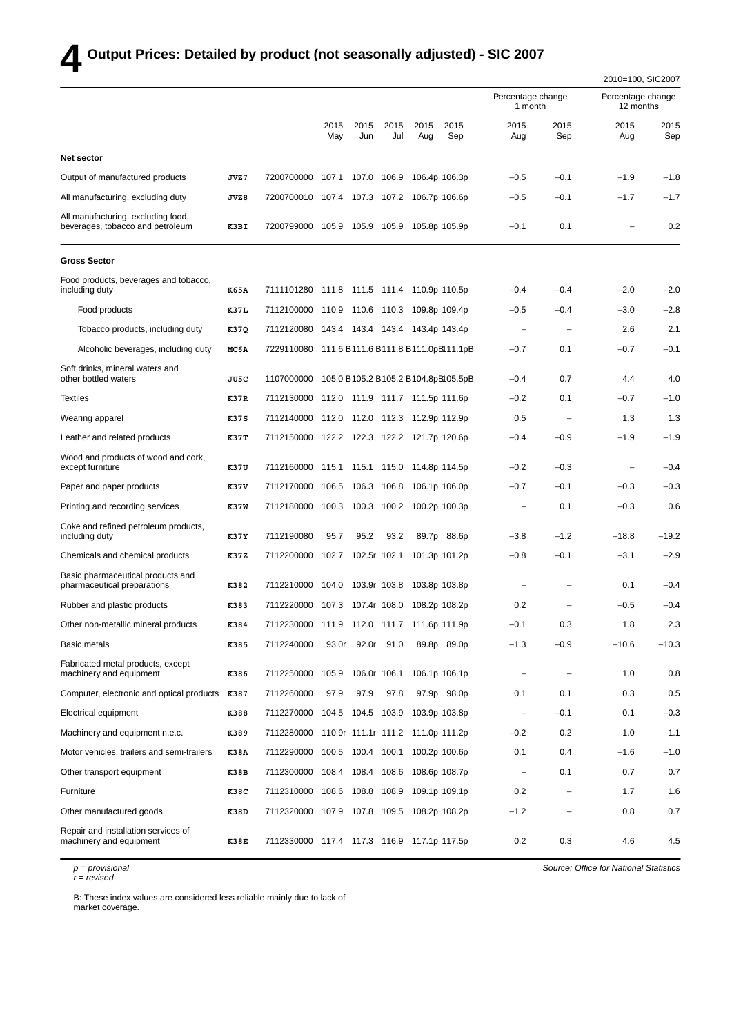# 4 Output Prices: Detailed by product (not seasonally adjusted) - SIC 2007

2010=100, SIC2007

| | | | 2015 May | 2015 Jun | 2015 Jul | 2015 Aug | 2015 Sep | Percentage change 1 month 2015 Aug | Percentage change 1 month 2015 Sep | Percentage change 12 months 2015 Aug | Percentage change 12 months 2015 Sep |
|---|---|---|---|---|---|---|---|---|---|---|---|
| **Net sector** | | | | | | | | | | | |
| Output of manufactured products | JVZ7 | 7200700000 | 107.1 | 107.0 | 106.9 | 106.4p | 106.3p | −0.5 | −0.1 | −1.9 | −1.8 |
| All manufacturing, excluding duty | JVZ8 | 7200700010 | 107.4 | 107.3 | 107.2 | 106.7p | 106.6p | −0.5 | −0.1 | −1.7 | −1.7 |
| All manufacturing, excluding food, beverages, tobacco and petroleum | K3BI | 7200799000 | 105.9 | 105.9 | 105.9 | 105.8p | 105.9p | −0.1 | 0.1 | – | 0.2 |
| **Gross Sector** | | | | | | | | | | | |
| Food products, beverages and tobacco, including duty | K65A | 7111101280 | 111.8 | 111.5 | 111.4 | 110.9p | 110.5p | −0.4 | −0.4 | −2.0 | −2.0 |
| Food products | K37L | 7112100000 | 110.9 | 110.6 | 110.3 | 109.8p | 109.4p | −0.5 | −0.4 | −3.0 | −2.8 |
| Tobacco products, including duty | K37Q | 7112120080 | 143.4 | 143.4 | 143.4 | 143.4p | 143.4p | – | – | 2.6 | 2.1 |
| Alcoholic beverages, including duty | MC6A | 7229110080 | 111.6 B | 111.6 B | 111.8 B | 111.0pB | 111.1pB | −0.7 | 0.1 | −0.7 | −0.1 |
| Soft drinks, mineral waters and other bottled waters | JU5C | 1107000000 | 105.0 B | 105.2 B | 105.2 B | 104.8pB | 105.5pB | −0.4 | 0.7 | 4.4 | 4.0 |
| Textiles | K37R | 7112130000 | 112.0 | 111.9 | 111.7 | 111.5p | 111.6p | −0.2 | 0.1 | −0.7 | −1.0 |
| Wearing apparel | K37S | 7112140000 | 112.0 | 112.0 | 112.3 | 112.9p | 112.9p | 0.5 | – | 1.3 | 1.3 |
| Leather and related products | K37T | 7112150000 | 122.2 | 122.3 | 122.2 | 121.7p | 120.6p | −0.4 | −0.9 | −1.9 | −1.9 |
| Wood and products of wood and cork, except furniture | K37U | 7112160000 | 115.1 | 115.1 | 115.0 | 114.8p | 114.5p | −0.2 | −0.3 | – | −0.4 |
| Paper and paper products | K37V | 7112170000 | 106.5 | 106.3 | 106.8 | 106.1p | 106.0p | −0.7 | −0.1 | −0.3 | −0.3 |
| Printing and recording services | K37W | 7112180000 | 100.3 | 100.3 | 100.2 | 100.2p | 100.3p | – | 0.1 | −0.3 | 0.6 |
| Coke and refined petroleum products, including duty | K37Y | 7112190080 | 95.7 | 95.2 | 93.2 | 89.7p | 88.6p | −3.8 | −1.2 | −18.8 | −19.2 |
| Chemicals and chemical products | K37Z | 7112200000 | 102.7 | 102.5r | 102.1 | 101.3p | 101.2p | −0.8 | −0.1 | −3.1 | −2.9 |
| Basic pharmaceutical products and pharmaceutical preparations | K382 | 7112210000 | 104.0 | 103.9r | 103.8 | 103.8p | 103.8p | – | – | 0.1 | −0.4 |
| Rubber and plastic products | K383 | 7112220000 | 107.3 | 107.4r | 108.0 | 108.2p | 108.2p | 0.2 | – | −0.5 | −0.4 |
| Other non-metallic mineral products | K384 | 7112230000 | 111.9 | 112.0 | 111.7 | 111.6p | 111.9p | −0.1 | 0.3 | 1.8 | 2.3 |
| Basic metals | K385 | 7112240000 | 93.0r | 92.0r | 91.0 | 89.8p | 89.0p | −1.3 | −0.9 | −10.6 | −10.3 |
| Fabricated metal products, except machinery and equipment | K386 | 7112250000 | 105.9 | 106.0r | 106.1 | 106.1p | 106.1p | – | – | 1.0 | 0.8 |
| Computer, electronic and optical products | K387 | 7112260000 | 97.9 | 97.9 | 97.8 | 97.9p | 98.0p | 0.1 | 0.1 | 0.3 | 0.5 |
| Electrical equipment | K388 | 7112270000 | 104.5 | 104.5 | 103.9 | 103.9p | 103.8p | – | −0.1 | 0.1 | −0.3 |
| Machinery and equipment n.e.c. | K389 | 7112280000 | 110.9r | 111.1r | 111.2 | 111.0p | 111.2p | −0.2 | 0.2 | 1.0 | 1.1 |
| Motor vehicles, trailers and semi-trailers | K38A | 7112290000 | 100.5 | 100.4 | 100.1 | 100.2p | 100.6p | 0.1 | 0.4 | −1.6 | −1.0 |
| Other transport equipment | K38B | 7112300000 | 108.4 | 108.4 | 108.6 | 108.6p | 108.7p | – | 0.1 | 0.7 | 0.7 |
| Furniture | K38C | 7112310000 | 108.6 | 108.8 | 108.9 | 109.1p | 109.1p | 0.2 | – | 1.7 | 1.6 |
| Other manufactured goods | K38D | 7112320000 | 107.9 | 107.8 | 109.5 | 108.2p | 108.2p | −1.2 | – | 0.8 | 0.7 |
| Repair and installation services of machinery and equipment | K38E | 7112330000 | 117.4 | 117.3 | 116.9 | 117.1p | 117.5p | 0.2 | 0.3 | 4.6 | 4.5 |

*p = provisional*
*r = revised*

*Source: Office for National Statistics*

B: These index values are considered less reliable mainly due to lack of market coverage.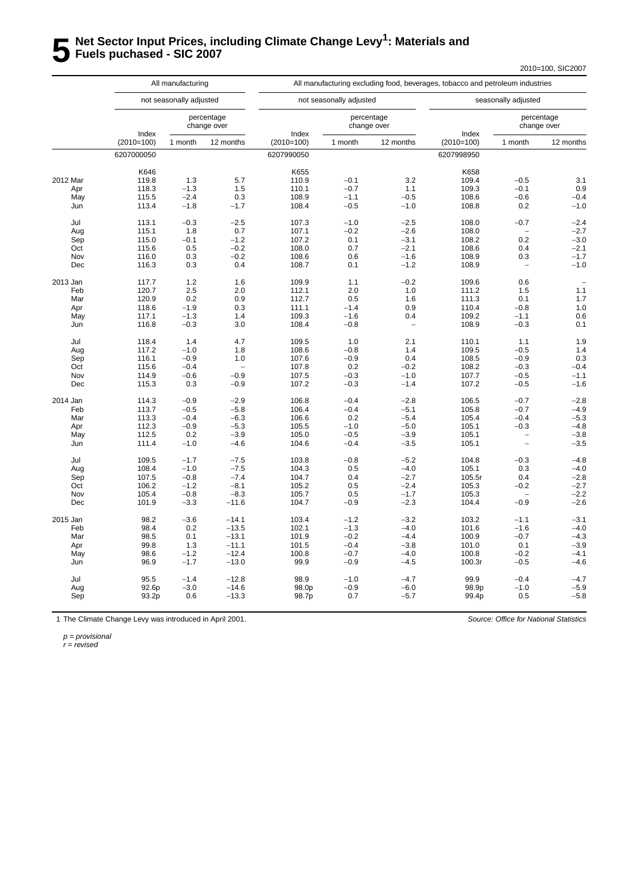# 5 Net Sector Input Prices, including Climate Change Levy[1]: Materials and Fuels puchased - SIC 2007

2010=100, SIC2007

| | All manufacturing | | | All manufacturing excluding food, beverages, tobacco and petroleum industries | | | | | |
|---|---|---|---|---|---|---|---|---|---|
| | not seasonally adjusted | | | not seasonally adjusted | | | seasonally adjusted | | |
| | Index (2010=100) | percentage change over 1 month | percentage change over 12 months | Index (2010=100) | percentage change over 1 month | percentage change over 12 months | Index (2010=100) | percentage change over 1 month | percentage change over 12 months |
| | 6207000050 | | | 6207990050 | | | 6207998950 | | |
| | K646 | | | K655 | | | K658 | | |
| 2012 Mar | 119.8 | 1.3 | 5.7 | 110.9 | −0.1 | 3.2 | 109.4 | −0.5 | 3.1 |
| Apr | 118.3 | −1.3 | 1.5 | 110.1 | −0.7 | 1.1 | 109.3 | −0.1 | 0.9 |
| May | 115.5 | −2.4 | 0.3 | 108.9 | −1.1 | −0.5 | 108.6 | −0.6 | −0.4 |
| Jun | 113.4 | −1.8 | −1.7 | 108.4 | −0.5 | −1.0 | 108.8 | 0.2 | −1.0 |
| Jul | 113.1 | −0.3 | −2.5 | 107.3 | −1.0 | −2.5 | 108.0 | −0.7 | −2.4 |
| Aug | 115.1 | 1.8 | 0.7 | 107.1 | −0.2 | −2.6 | 108.0 | – | −2.7 |
| Sep | 115.0 | −0.1 | −1.2 | 107.2 | 0.1 | −3.1 | 108.2 | 0.2 | −3.0 |
| Oct | 115.6 | 0.5 | −0.2 | 108.0 | 0.7 | −2.1 | 108.6 | 0.4 | −2.1 |
| Nov | 116.0 | 0.3 | −0.2 | 108.6 | 0.6 | −1.6 | 108.9 | 0.3 | −1.7 |
| Dec | 116.3 | 0.3 | 0.4 | 108.7 | 0.1 | −1.2 | 108.9 | – | −1.0 |
| 2013 Jan | 117.7 | 1.2 | 1.6 | 109.9 | 1.1 | −0.2 | 109.6 | 0.6 | – |
| Feb | 120.7 | 2.5 | 2.0 | 112.1 | 2.0 | 1.0 | 111.2 | 1.5 | 1.1 |
| Mar | 120.9 | 0.2 | 0.9 | 112.7 | 0.5 | 1.6 | 111.3 | 0.1 | 1.7 |
| Apr | 118.6 | −1.9 | 0.3 | 111.1 | −1.4 | 0.9 | 110.4 | −0.8 | 1.0 |
| May | 117.1 | −1.3 | 1.4 | 109.3 | −1.6 | 0.4 | 109.2 | −1.1 | 0.6 |
| Jun | 116.8 | −0.3 | 3.0 | 108.4 | −0.8 | – | 108.9 | −0.3 | 0.1 |
| Jul | 118.4 | 1.4 | 4.7 | 109.5 | 1.0 | 2.1 | 110.1 | 1.1 | 1.9 |
| Aug | 117.2 | −1.0 | 1.8 | 108.6 | −0.8 | 1.4 | 109.5 | −0.5 | 1.4 |
| Sep | 116.1 | −0.9 | 1.0 | 107.6 | −0.9 | 0.4 | 108.5 | −0.9 | 0.3 |
| Oct | 115.6 | −0.4 | – | 107.8 | 0.2 | −0.2 | 108.2 | −0.3 | −0.4 |
| Nov | 114.9 | −0.6 | −0.9 | 107.5 | −0.3 | −1.0 | 107.7 | −0.5 | −1.1 |
| Dec | 115.3 | 0.3 | −0.9 | 107.2 | −0.3 | −1.4 | 107.2 | −0.5 | −1.6 |
| 2014 Jan | 114.3 | −0.9 | −2.9 | 106.8 | −0.4 | −2.8 | 106.5 | −0.7 | −2.8 |
| Feb | 113.7 | −0.5 | −5.8 | 106.4 | −0.4 | −5.1 | 105.8 | −0.7 | −4.9 |
| Mar | 113.3 | −0.4 | −6.3 | 106.6 | 0.2 | −5.4 | 105.4 | −0.4 | −5.3 |
| Apr | 112.3 | −0.9 | −5.3 | 105.5 | −1.0 | −5.0 | 105.1 | −0.3 | −4.8 |
| May | 112.5 | 0.2 | −3.9 | 105.0 | −0.5 | −3.9 | 105.1 | – | −3.8 |
| Jun | 111.4 | −1.0 | −4.6 | 104.6 | −0.4 | −3.5 | 105.1 | – | −3.5 |
| Jul | 109.5 | −1.7 | −7.5 | 103.8 | −0.8 | −5.2 | 104.8 | −0.3 | −4.8 |
| Aug | 108.4 | −1.0 | −7.5 | 104.3 | 0.5 | −4.0 | 105.1 | 0.3 | −4.0 |
| Sep | 107.5 | −0.8 | −7.4 | 104.7 | 0.4 | −2.7 | 105.5r | 0.4 | −2.8 |
| Oct | 106.2 | −1.2 | −8.1 | 105.2 | 0.5 | −2.4 | 105.3 | −0.2 | −2.7 |
| Nov | 105.4 | −0.8 | −8.3 | 105.7 | 0.5 | −1.7 | 105.3 | – | −2.2 |
| Dec | 101.9 | −3.3 | −11.6 | 104.7 | −0.9 | −2.3 | 104.4 | −0.9 | −2.6 |
| 2015 Jan | 98.2 | −3.6 | −14.1 | 103.4 | −1.2 | −3.2 | 103.2 | −1.1 | −3.1 |
| Feb | 98.4 | 0.2 | −13.5 | 102.1 | −1.3 | −4.0 | 101.6 | −1.6 | −4.0 |
| Mar | 98.5 | 0.1 | −13.1 | 101.9 | −0.2 | −4.4 | 100.9 | −0.7 | −4.3 |
| Apr | 99.8 | 1.3 | −11.1 | 101.5 | −0.4 | −3.8 | 101.0 | 0.1 | −3.9 |
| May | 98.6 | −1.2 | −12.4 | 100.8 | −0.7 | −4.0 | 100.8 | −0.2 | −4.1 |
| Jun | 96.9 | −1.7 | −13.0 | 99.9 | −0.9 | −4.5 | 100.3r | −0.5 | −4.6 |
| Jul | 95.5 | −1.4 | −12.8 | 98.9 | −1.0 | −4.7 | 99.9 | −0.4 | −4.7 |
| Aug | 92.6p | −3.0 | −14.6 | 98.0p | −0.9 | −6.0 | 98.9p | −1.0 | −5.9 |
| Sep | 93.2p | 0.6 | −13.3 | 98.7p | 0.7 | −5.7 | 99.4p | 0.5 | −5.8 |

1 The Climate Change Levy was introduced in April 2001.

*Source: Office for National Statistics*

*p = provisional*
*r = revised*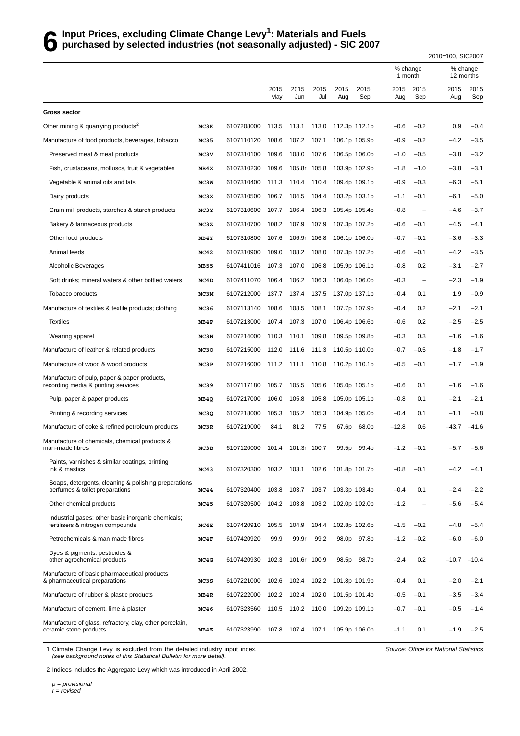# 6 Input Prices, excluding Climate Change Levy[1]: Materials and Fuels purchased by selected industries (not seasonally adjusted) - SIC 2007

2010=100, SIC2007

| | | | 2015 May | 2015 Jun | 2015 Jul | 2015 Aug | 2015 Sep | % change 1 month 2015 Aug | % change 1 month 2015 Sep | % change 12 months 2015 Aug | % change 12 months 2015 Sep |
|---|---|---|---|---|---|---|---|---|---|---|---|
| **Gross sector** | | | | | | | | | | | |
| Other mining & quarrying products[2] | MC3K | 6107208000 | 113.5 | 113.1 | 113.0 | 112.3p | 112.1p | −0.6 | −0.2 | 0.9 | −0.4 |
| Manufacture of food products, beverages, tobacco | MC35 | 6107110120 | 108.6 | 107.2 | 107.1 | 106.1p | 105.9p | −0.9 | −0.2 | −4.2 | −3.5 |
| Preserved meat & meat products | MC3V | 6107310100 | 109.6 | 108.0 | 107.6 | 106.5p | 106.0p | −1.0 | −0.5 | −3.8 | −3.2 |
| Fish, crustaceans, molluscs, fruit & vegetables | MB4X | 6107310230 | 109.6 | 105.8r | 105.8 | 103.9p | 102.9p | −1.8 | −1.0 | −3.8 | −3.1 |
| Vegetable & animal oils and fats | MC3W | 6107310400 | 111.3 | 110.4 | 110.4 | 109.4p | 109.1p | −0.9 | −0.3 | −6.3 | −5.1 |
| Dairy products | MC3X | 6107310500 | 106.7 | 104.5 | 104.4 | 103.2p | 103.1p | −1.1 | −0.1 | −6.1 | −5.0 |
| Grain mill products, starches & starch products | MC3Y | 6107310600 | 107.7 | 106.4 | 106.3 | 105.4p | 105.4p | −0.8 | – | −4.6 | −3.7 |
| Bakery & farinaceous products | MC3Z | 6107310700 | 108.2 | 107.9 | 107.9 | 107.3p | 107.2p | −0.6 | −0.1 | −4.5 | −4.1 |
| Other food products | MB4Y | 6107310800 | 107.6 | 106.9r | 106.8 | 106.1p | 106.0p | −0.7 | −0.1 | −3.6 | −3.3 |
| Animal feeds | MC42 | 6107310900 | 109.0 | 108.2 | 108.0 | 107.3p | 107.2p | −0.6 | −0.1 | −4.2 | −3.5 |
| Alcoholic Beverages | MB55 | 6107411016 | 107.3 | 107.0 | 106.8 | 105.9p | 106.1p | −0.8 | 0.2 | −3.1 | −2.7 |
| Soft drinks; mineral waters & other bottled waters | MC4D | 6107411070 | 106.4 | 106.2 | 106.3 | 106.0p | 106.0p | −0.3 | – | −2.3 | −1.9 |
| Tobacco products | MC3M | 6107212000 | 137.7 | 137.4 | 137.5 | 137.0p | 137.1p | −0.4 | 0.1 | 1.9 | −0.9 |
| Manufacture of textiles & textile products; clothing | MC36 | 6107113140 | 108.6 | 108.5 | 108.1 | 107.7p | 107.9p | −0.4 | 0.2 | −2.1 | −2.1 |
| Textiles | MB4P | 6107213000 | 107.4 | 107.3 | 107.0 | 106.4p | 106.6p | −0.6 | 0.2 | −2.5 | −2.5 |
| Wearing apparel | MC3N | 6107214000 | 110.3 | 110.1 | 109.8 | 109.5p | 109.8p | −0.3 | 0.3 | −1.6 | −1.6 |
| Manufacture of leather & related products | MC3O | 6107215000 | 112.0 | 111.6 | 111.3 | 110.5p | 110.0p | −0.7 | −0.5 | −1.8 | −1.7 |
| Manufacture of wood & wood products | MC3P | 6107216000 | 111.2 | 111.1 | 110.8 | 110.2p | 110.1p | −0.5 | −0.1 | −1.7 | −1.9 |
| Manufacture of pulp, paper & paper products, recording media & printing services | MC39 | 6107117180 | 105.7 | 105.5 | 105.6 | 105.0p | 105.1p | −0.6 | 0.1 | −1.6 | −1.6 |
| Pulp, paper & paper products | MB4Q | 6107217000 | 106.0 | 105.8 | 105.8 | 105.0p | 105.1p | −0.8 | 0.1 | −2.1 | −2.1 |
| Printing & recording services | MC3Q | 6107218000 | 105.3 | 105.2 | 105.3 | 104.9p | 105.0p | −0.4 | 0.1 | −1.1 | −0.8 |
| Manufacture of coke & refined petroleum products | MC3R | 6107219000 | 84.1 | 81.2 | 77.5 | 67.6p | 68.0p | −12.8 | 0.6 | −43.7 | −41.6 |
| Manufacture of chemicals, chemical products & man-made fibres | MC3B | 6107120000 | 101.4 | 101.3r | 100.7 | 99.5p | 99.4p | −1.2 | −0.1 | −5.7 | −5.6 |
| Paints, varnishes & similar coatings, printing ink & mastics | MC43 | 6107320300 | 103.2 | 103.1 | 102.6 | 101.8p | 101.7p | −0.8 | −0.1 | −4.2 | −4.1 |
| Soaps, detergents, cleaning & polishing preparations perfumes & toilet preparations | MC44 | 6107320400 | 103.8 | 103.7 | 103.7 | 103.3p | 103.4p | −0.4 | 0.1 | −2.4 | −2.2 |
| Other chemical products | MC45 | 6107320500 | 104.2 | 103.8 | 103.2 | 102.0p | 102.0p | −1.2 | – | −5.6 | −5.4 |
| Industrial gases; other basic inorganic chemicals; fertilisers & nitrogen compounds | MC4E | 6107420910 | 105.5 | 104.9 | 104.4 | 102.8p | 102.6p | −1.5 | −0.2 | −4.8 | −5.4 |
| Petrochemicals & man made fibres | MC4F | 6107420920 | 99.9 | 99.9r | 99.2 | 98.0p | 97.8p | −1.2 | −0.2 | −6.0 | −6.0 |
| Dyes & pigments: pesticides & other agrochemical products | MC4G | 6107420930 | 102.3 | 101.6r | 100.9 | 98.5p | 98.7p | −2.4 | 0.2 | −10.7 | −10.4 |
| Manufacture of basic pharmaceutical products & pharmaceutical preparations | MC3S | 6107221000 | 102.6 | 102.4 | 102.2 | 101.8p | 101.9p | −0.4 | 0.1 | −2.0 | −2.1 |
| Manufacture of rubber & plastic products | MB4R | 6107222000 | 102.2 | 102.4 | 102.0 | 101.5p | 101.4p | −0.5 | −0.1 | −3.5 | −3.4 |
| Manufacture of cement, lime & plaster | MC46 | 6107323560 | 110.5 | 110.2 | 110.0 | 109.2p | 109.1p | −0.7 | −0.1 | −0.5 | −1.4 |
| Manufacture of glass, refractory, clay, other porcelain, ceramic stone products | MB4Z | 6107323990 | 107.8 | 107.4 | 107.1 | 105.9p | 106.0p | −1.1 | 0.1 | −1.9 | −2.5 |

1 Climate Change Levy is excluded from the detailed industry input index, *(see background notes of this Statistical Bulletin for more detail).*

*Source: Office for National Statistics*

2 Indices includes the Aggregate Levy which was introduced in April 2002.

*p = provisional*
*r = revised*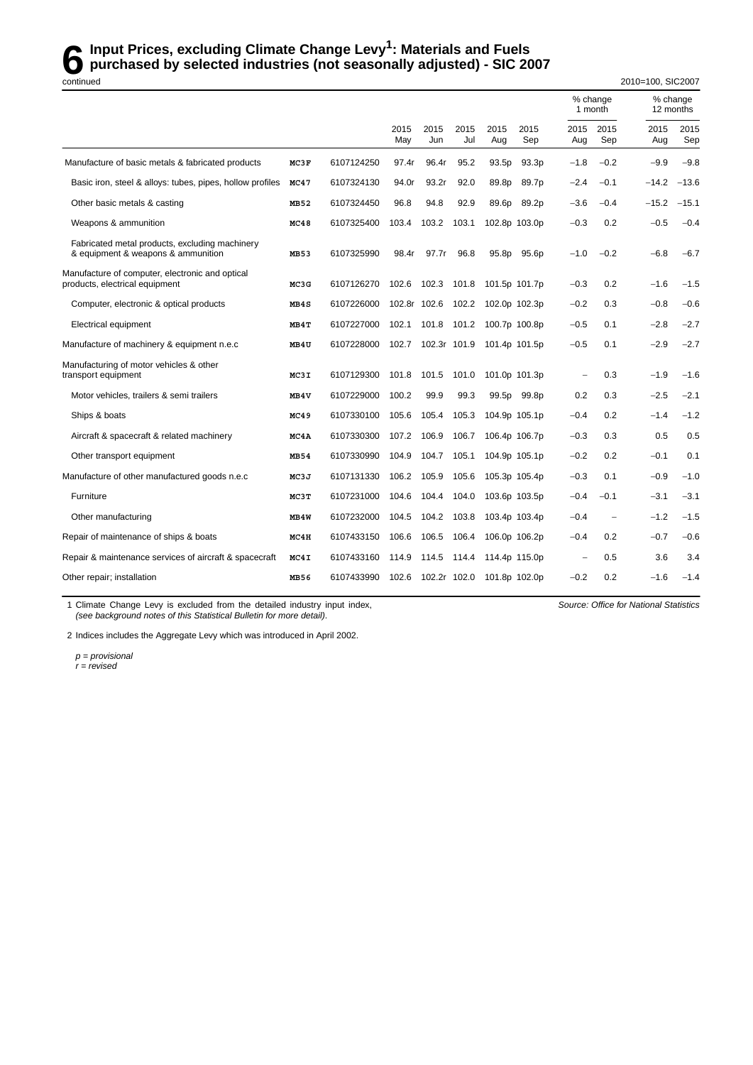# 6 Input Prices, excluding Climate Change Levy[1]: Materials and Fuels purchased by selected industries (not seasonally adjusted) - SIC 2007

continued

2010=100, SIC2007

| | | | 2015 May | 2015 Jun | 2015 Jul | 2015 Aug | 2015 Sep | % change 1 month 2015 Aug | % change 1 month 2015 Sep | % change 12 months 2015 Aug | % change 12 months 2015 Sep |
|---|---|---|---|---|---|---|---|---|---|---|---|
| Manufacture of basic metals & fabricated products | MC3F | 6107124250 | 97.4r | 96.4r | 95.2 | 93.5p | 93.3p | −1.8 | −0.2 | −9.9 | −9.8 |
| Basic iron, steel & alloys: tubes, pipes, hollow profiles | MC47 | 6107324130 | 94.0r | 93.2r | 92.0 | 89.8p | 89.7p | −2.4 | −0.1 | −14.2 | −13.6 |
| Other basic metals & casting | MB52 | 6107324450 | 96.8 | 94.8 | 92.9 | 89.6p | 89.2p | −3.6 | −0.4 | −15.2 | −15.1 |
| Weapons & ammunition | MC48 | 6107325400 | 103.4 | 103.2 | 103.1 | 102.8p | 103.0p | −0.3 | 0.2 | −0.5 | −0.4 |
| Fabricated metal products, excluding machinery & equipment & weapons & ammunition | MB53 | 6107325990 | 98.4r | 97.7r | 96.8 | 95.8p | 95.6p | −1.0 | −0.2 | −6.8 | −6.7 |
| Manufacture of computer, electronic and optical products, electrical equipment | MC3G | 6107126270 | 102.6 | 102.3 | 101.8 | 101.5p | 101.7p | −0.3 | 0.2 | −1.6 | −1.5 |
| Computer, electronic & optical products | MB4S | 6107226000 | 102.8r | 102.6 | 102.2 | 102.0p | 102.3p | −0.2 | 0.3 | −0.8 | −0.6 |
| Electrical equipment | MB4T | 6107227000 | 102.1 | 101.8 | 101.2 | 100.7p | 100.8p | −0.5 | 0.1 | −2.8 | −2.7 |
| Manufacture of machinery & equipment n.e.c | MB4U | 6107228000 | 102.7 | 102.3r | 101.9 | 101.4p | 101.5p | −0.5 | 0.1 | −2.9 | −2.7 |
| Manufacturing of motor vehicles & other transport equipment | MC3I | 6107129300 | 101.8 | 101.5 | 101.0 | 101.0p | 101.3p | – | 0.3 | −1.9 | −1.6 |
| Motor vehicles, trailers & semi trailers | MB4V | 6107229000 | 100.2 | 99.9 | 99.3 | 99.5p | 99.8p | 0.2 | 0.3 | −2.5 | −2.1 |
| Ships & boats | MC49 | 6107330100 | 105.6 | 105.4 | 105.3 | 104.9p | 105.1p | −0.4 | 0.2 | −1.4 | −1.2 |
| Aircraft & spacecraft & related machinery | MC4A | 6107330300 | 107.2 | 106.9 | 106.7 | 106.4p | 106.7p | −0.3 | 0.3 | 0.5 | 0.5 |
| Other transport equipment | MB54 | 6107330990 | 104.9 | 104.7 | 105.1 | 104.9p | 105.1p | −0.2 | 0.2 | −0.1 | 0.1 |
| Manufacture of other manufactured goods n.e.c | MC3J | 6107131330 | 106.2 | 105.9 | 105.6 | 105.3p | 105.4p | −0.3 | 0.1 | −0.9 | −1.0 |
| Furniture | MC3T | 6107231000 | 104.6 | 104.4 | 104.0 | 103.6p | 103.5p | −0.4 | −0.1 | −3.1 | −3.1 |
| Other manufacturing | MB4W | 6107232000 | 104.5 | 104.2 | 103.8 | 103.4p | 103.4p | −0.4 | – | −1.2 | −1.5 |
| Repair of maintenance of ships & boats | MC4H | 6107433150 | 106.6 | 106.5 | 106.4 | 106.0p | 106.2p | −0.4 | 0.2 | −0.7 | −0.6 |
| Repair & maintenance services of aircraft & spacecraft | MC4I | 6107433160 | 114.9 | 114.5 | 114.4 | 114.4p | 115.0p | – | 0.5 | 3.6 | 3.4 |
| Other repair; installation | MB56 | 6107433990 | 102.6 | 102.2r | 102.0 | 101.8p | 102.0p | −0.2 | 0.2 | −1.6 | −1.4 |

1 Climate Change Levy is excluded from the detailed industry input index, *(see background notes of this Statistical Bulletin for more detail).*

*Source: Office for National Statistics*

2 Indices includes the Aggregate Levy which was introduced in April 2002.

*p = provisional*
*r = revised*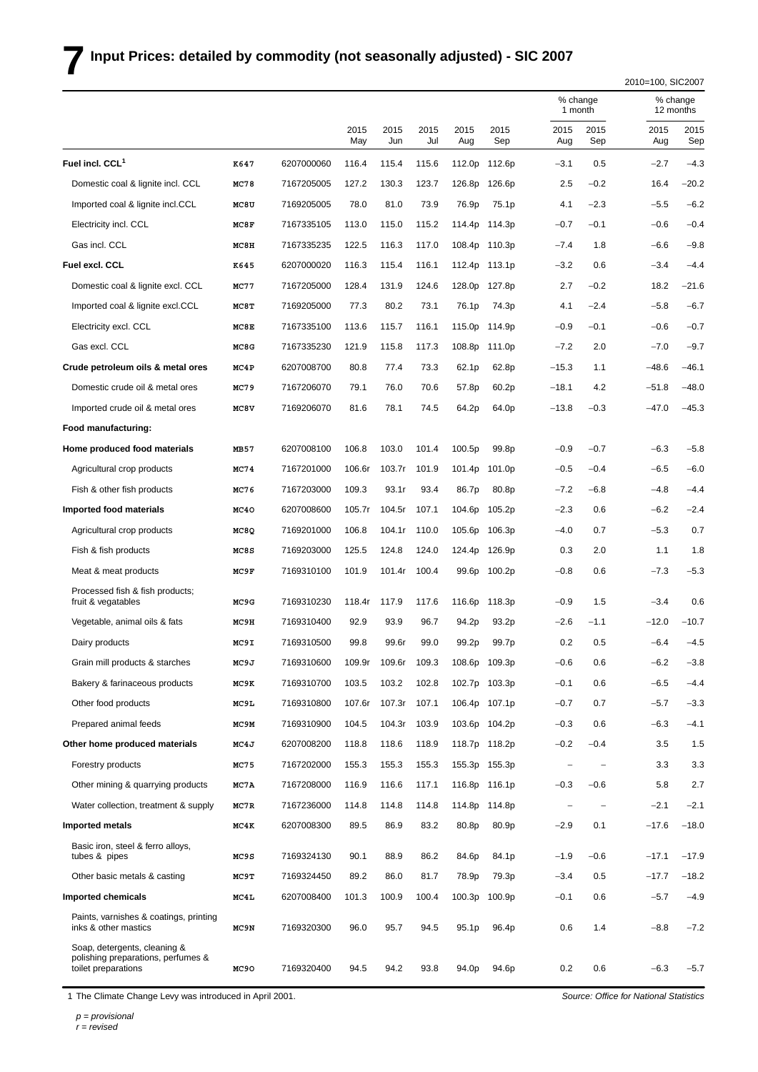# 7 Input Prices: detailed by commodity (not seasonally adjusted) - SIC 2007

2010=100, SIC2007

| | | | | | | | | % change 1 month | | % change 12 months | |
|---|---|---|---|---|---|---|---|---|---|---|---|
| | | | 2015 May | 2015 Jun | 2015 Jul | 2015 Aug | 2015 Sep | 2015 Aug | 2015 Sep | 2015 Aug | 2015 Sep |
| **Fuel incl. CCL[1]** | K647 | 6207000060 | 116.4 | 115.4 | 115.6 | 112.0p | 112.6p | –3.1 | 0.5 | –2.7 | –4.3 |
| Domestic coal & lignite incl. CCL | MC78 | 7167205005 | 127.2 | 130.3 | 123.7 | 126.8p | 126.6p | 2.5 | –0.2 | 16.4 | –20.2 |
| Imported coal & lignite incl.CCL | MC8U | 7169205005 | 78.0 | 81.0 | 73.9 | 76.9p | 75.1p | 4.1 | –2.3 | –5.5 | –6.2 |
| Electricity incl. CCL | MC8F | 7167335105 | 113.0 | 115.0 | 115.2 | 114.4p | 114.3p | –0.7 | –0.1 | –0.6 | –0.4 |
| Gas incl. CCL | MC8H | 7167335235 | 122.5 | 116.3 | 117.0 | 108.4p | 110.3p | –7.4 | 1.8 | –6.6 | –9.8 |
| **Fuel excl. CCL** | K645 | 6207000020 | 116.3 | 115.4 | 116.1 | 112.4p | 113.1p | –3.2 | 0.6 | –3.4 | –4.4 |
| Domestic coal & lignite excl. CCL | MC77 | 7167205000 | 128.4 | 131.9 | 124.6 | 128.0p | 127.8p | 2.7 | –0.2 | 18.2 | –21.6 |
| Imported coal & lignite excl.CCL | MC8T | 7169205000 | 77.3 | 80.2 | 73.1 | 76.1p | 74.3p | 4.1 | –2.4 | –5.8 | –6.7 |
| Electricity excl. CCL | MC8E | 7167335100 | 113.6 | 115.7 | 116.1 | 115.0p | 114.9p | –0.9 | –0.1 | –0.6 | –0.7 |
| Gas excl. CCL | MC8G | 7167335230 | 121.9 | 115.8 | 117.3 | 108.8p | 111.0p | –7.2 | 2.0 | –7.0 | –9.7 |
| **Crude petroleum oils & metal ores** | MC4P | 6207008700 | 80.8 | 77.4 | 73.3 | 62.1p | 62.8p | –15.3 | 1.1 | –48.6 | –46.1 |
| Domestic crude oil & metal ores | MC79 | 7167206070 | 79.1 | 76.0 | 70.6 | 57.8p | 60.2p | –18.1 | 4.2 | –51.8 | –48.0 |
| Imported crude oil & metal ores | MC8V | 7169206070 | 81.6 | 78.1 | 74.5 | 64.2p | 64.0p | –13.8 | –0.3 | –47.0 | –45.3 |
| **Food manufacturing:** | | | | | | | | | | | |
| **Home produced food materials** | MB57 | 6207008100 | 106.8 | 103.0 | 101.4 | 100.5p | 99.8p | –0.9 | –0.7 | –6.3 | –5.8 |
| Agricultural crop products | MC74 | 7167201000 | 106.6r | 103.7r | 101.9 | 101.4p | 101.0p | –0.5 | –0.4 | –6.5 | –6.0 |
| Fish & other fish products | MC76 | 7167203000 | 109.3 | 93.1r | 93.4 | 86.7p | 80.8p | –7.2 | –6.8 | –4.8 | –4.4 |
| **Imported food materials** | MC4O | 6207008600 | 105.7r | 104.5r | 107.1 | 104.6p | 105.2p | –2.3 | 0.6 | –6.2 | –2.4 |
| Agricultural crop products | MC8Q | 7169201000 | 106.8 | 104.1r | 110.0 | 105.6p | 106.3p | –4.0 | 0.7 | –5.3 | 0.7 |
| Fish & fish products | MC8S | 7169203000 | 125.5 | 124.8 | 124.0 | 124.4p | 126.9p | 0.3 | 2.0 | 1.1 | 1.8 |
| Meat & meat products | MC9F | 7169310100 | 101.9 | 101.4r | 100.4 | 99.6p | 100.2p | –0.8 | 0.6 | –7.3 | –5.3 |
| Processed fish & fish products; fruit & vegetables | MC9G | 7169310230 | 118.4r | 117.9 | 117.6 | 116.6p | 118.3p | –0.9 | 1.5 | –3.4 | 0.6 |
| Vegetable, animal oils & fats | MC9H | 7169310400 | 92.9 | 93.9 | 96.7 | 94.2p | 93.2p | –2.6 | –1.1 | –12.0 | –10.7 |
| Dairy products | MC9I | 7169310500 | 99.8 | 99.6r | 99.0 | 99.2p | 99.7p | 0.2 | 0.5 | –6.4 | –4.5 |
| Grain mill products & starches | MC9J | 7169310600 | 109.9r | 109.6r | 109.3 | 108.6p | 109.3p | –0.6 | 0.6 | –6.2 | –3.8 |
| Bakery & farinaceous products | MC9K | 7169310700 | 103.5 | 103.2 | 102.8 | 102.7p | 103.3p | –0.1 | 0.6 | –6.5 | –4.4 |
| Other food products | MC9L | 7169310800 | 107.6r | 107.3r | 107.1 | 106.4p | 107.1p | –0.7 | 0.7 | –5.7 | –3.3 |
| Prepared animal feeds | MC9M | 7169310900 | 104.5 | 104.3r | 103.9 | 103.6p | 104.2p | –0.3 | 0.6 | –6.3 | –4.1 |
| **Other home produced materials** | MC4J | 6207008200 | 118.8 | 118.6 | 118.9 | 118.7p | 118.2p | –0.2 | –0.4 | 3.5 | 1.5 |
| Forestry products | MC75 | 7167202000 | 155.3 | 155.3 | 155.3 | 155.3p | 155.3p | – | – | 3.3 | 3.3 |
| Other mining & quarrying products | MC7A | 7167208000 | 116.9 | 116.6 | 117.1 | 116.8p | 116.1p | –0.3 | –0.6 | 5.8 | 2.7 |
| Water collection, treatment & supply | MC7R | 7167236000 | 114.8 | 114.8 | 114.8 | 114.8p | 114.8p | – | – | –2.1 | –2.1 |
| **Imported metals** | MC4K | 6207008300 | 89.5 | 86.9 | 83.2 | 80.8p | 80.9p | –2.9 | 0.1 | –17.6 | –18.0 |
| Basic iron, steel & ferro alloys, tubes & pipes | MC9S | 7169324130 | 90.1 | 88.9 | 86.2 | 84.6p | 84.1p | –1.9 | –0.6 | –17.1 | –17.9 |
| Other basic metals & casting | MC9T | 7169324450 | 89.2 | 86.0 | 81.7 | 78.9p | 79.3p | –3.4 | 0.5 | –17.7 | –18.2 |
| **Imported chemicals** | MC4L | 6207008400 | 101.3 | 100.9 | 100.4 | 100.3p | 100.9p | –0.1 | 0.6 | –5.7 | –4.9 |
| Paints, varnishes & coatings, printing inks & other mastics | MC9N | 7169320300 | 96.0 | 95.7 | 94.5 | 95.1p | 96.4p | 0.6 | 1.4 | –8.8 | –7.2 |
| Soap, detergents, cleaning & polishing preparations, perfumes & toilet preparations | MC9O | 7169320400 | 94.5 | 94.2 | 93.8 | 94.0p | 94.6p | 0.2 | 0.6 | –6.3 | –5.7 |

1 The Climate Change Levy was introduced in April 2001.

*Source: Office for National Statistics*

*p = provisional*
*r = revised*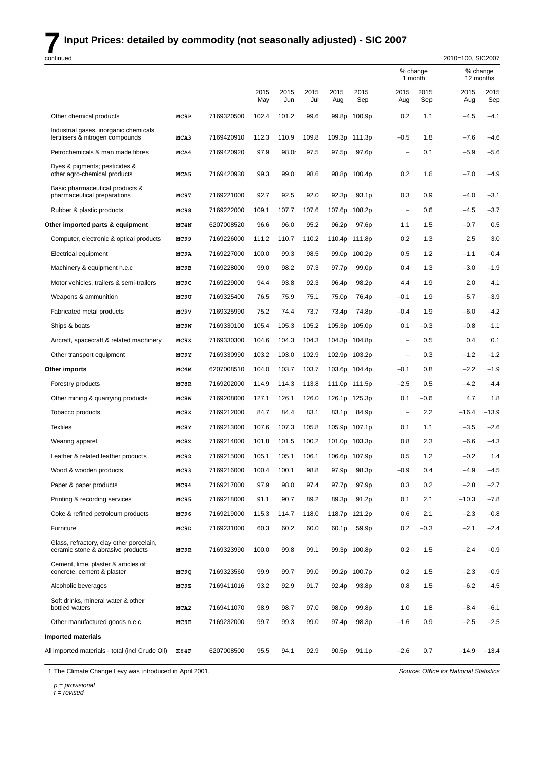# 7 Input Prices: detailed by commodity (not seasonally adjusted) - SIC 2007

continued

2010=100, SIC2007

| | | | 2015 May | 2015 Jun | 2015 Jul | 2015 Aug | 2015 Sep | % change 1 month 2015 Aug | % change 1 month 2015 Sep | % change 12 months 2015 Aug | % change 12 months 2015 Sep |
|---|---|---|---|---|---|---|---|---|---|---|---|
| Other chemical products | MC9P | 7169320500 | 102.4 | 101.2 | 99.6 | 99.8p | 100.9p | 0.2 | 1.1 | –4.5 | –4.1 |
| Industrial gases, inorganic chemicals, fertilisers & nitrogen compounds | MCA3 | 7169420910 | 112.3 | 110.9 | 109.8 | 109.3p | 111.3p | –0.5 | 1.8 | –7.6 | –4.6 |
| Petrochemicals & man made fibres | MCA4 | 7169420920 | 97.9 | 98.0r | 97.5 | 97.5p | 97.6p | – | 0.1 | –5.9 | –5.6 |
| Dyes & pigments; pesticides & other agro-chemical products | MCA5 | 7169420930 | 99.3 | 99.0 | 98.6 | 98.8p | 100.4p | 0.2 | 1.6 | –7.0 | –4.9 |
| Basic pharmaceutical products & pharmaceutical preparations | MC97 | 7169221000 | 92.7 | 92.5 | 92.0 | 92.3p | 93.1p | 0.3 | 0.9 | –4.0 | –3.1 |
| Rubber & plastic products | MC98 | 7169222000 | 109.1 | 107.7 | 107.6 | 107.6p | 108.2p | – | 0.6 | –4.5 | –3.7 |
| **Other imported parts & equipment** | MC4N | 6207008520 | 96.6 | 96.0 | 95.2 | 96.2p | 97.6p | 1.1 | 1.5 | –0.7 | 0.5 |
| Computer, electronic & optical products | MC99 | 7169226000 | 111.2 | 110.7 | 110.2 | 110.4p | 111.8p | 0.2 | 1.3 | 2.5 | 3.0 |
| Electrical equipment | MC9A | 7169227000 | 100.0 | 99.3 | 98.5 | 99.0p | 100.2p | 0.5 | 1.2 | –1.1 | –0.4 |
| Machinery & equipment n.e.c | MC9B | 7169228000 | 99.0 | 98.2 | 97.3 | 97.7p | 99.0p | 0.4 | 1.3 | –3.0 | –1.9 |
| Motor vehicles, trailers & semi-trailers | MC9C | 7169229000 | 94.4 | 93.8 | 92.3 | 96.4p | 98.2p | 4.4 | 1.9 | 2.0 | 4.1 |
| Weapons & ammunition | MC9U | 7169325400 | 76.5 | 75.9 | 75.1 | 75.0p | 76.4p | –0.1 | 1.9 | –5.7 | –3.9 |
| Fabricated metal products | MC9V | 7169325990 | 75.2 | 74.4 | 73.7 | 73.4p | 74.8p | –0.4 | 1.9 | –6.0 | –4.2 |
| Ships & boats | MC9W | 7169330100 | 105.4 | 105.3 | 105.2 | 105.3p | 105.0p | 0.1 | –0.3 | –0.8 | –1.1 |
| Aircraft, spacecraft & related machinery | MC9X | 7169330300 | 104.6 | 104.3 | 104.3 | 104.3p | 104.8p | – | 0.5 | 0.4 | 0.1 |
| Other transport equipment | MC9Y | 7169330990 | 103.2 | 103.0 | 102.9 | 102.9p | 103.2p | – | 0.3 | –1.2 | –1.2 |
| **Other imports** | MC4M | 6207008510 | 104.0 | 103.7 | 103.7 | 103.6p | 104.4p | –0.1 | 0.8 | –2.2 | –1.9 |
| Forestry products | MC8R | 7169202000 | 114.9 | 114.3 | 113.8 | 111.0p | 111.5p | –2.5 | 0.5 | –4.2 | –4.4 |
| Other mining & quarrying products | MC8W | 7169208000 | 127.1 | 126.1 | 126.0 | 126.1p | 125.3p | 0.1 | –0.6 | 4.7 | 1.8 |
| Tobacco products | MC8X | 7169212000 | 84.7 | 84.4 | 83.1 | 83.1p | 84.9p | – | 2.2 | –16.4 | –13.9 |
| Textiles | MC8Y | 7169213000 | 107.6 | 107.3 | 105.8 | 105.9p | 107.1p | 0.1 | 1.1 | –3.5 | –2.6 |
| Wearing apparel | MC8Z | 7169214000 | 101.8 | 101.5 | 100.2 | 101.0p | 103.3p | 0.8 | 2.3 | –6.6 | –4.3 |
| Leather & related leather products | MC92 | 7169215000 | 105.1 | 105.1 | 106.1 | 106.6p | 107.9p | 0.5 | 1.2 | –0.2 | 1.4 |
| Wood & wooden products | MC93 | 7169216000 | 100.4 | 100.1 | 98.8 | 97.9p | 98.3p | –0.9 | 0.4 | –4.9 | –4.5 |
| Paper & paper products | MC94 | 7169217000 | 97.9 | 98.0 | 97.4 | 97.7p | 97.9p | 0.3 | 0.2 | –2.8 | –2.7 |
| Printing & recording services | MC95 | 7169218000 | 91.1 | 90.7 | 89.2 | 89.3p | 91.2p | 0.1 | 2.1 | –10.3 | –7.8 |
| Coke & refined petroleum products | MC96 | 7169219000 | 115.3 | 114.7 | 118.0 | 118.7p | 121.2p | 0.6 | 2.1 | –2.3 | –0.8 |
| Furniture | MC9D | 7169231000 | 60.3 | 60.2 | 60.0 | 60.1p | 59.9p | 0.2 | –0.3 | –2.1 | –2.4 |
| Glass, refractory, clay other porcelain, ceramic stone & abrasive products | MC9R | 7169323990 | 100.0 | 99.8 | 99.1 | 99.3p | 100.8p | 0.2 | 1.5 | –2.4 | –0.9 |
| Cement, lime, plaster & articles of concrete, cement & plaster | MC9Q | 7169323560 | 99.9 | 99.7 | 99.0 | 99.2p | 100.7p | 0.2 | 1.5 | –2.3 | –0.9 |
| Alcoholic beverages | MC9Z | 7169411016 | 93.2 | 92.9 | 91.7 | 92.4p | 93.8p | 0.8 | 1.5 | –6.2 | –4.5 |
| Soft drinks, mineral water & other bottled waters | MCA2 | 7169411070 | 98.9 | 98.7 | 97.0 | 98.0p | 99.8p | 1.0 | 1.8 | –8.4 | –6.1 |
| Other manufactured goods n.e.c | MC9E | 7169232000 | 99.7 | 99.3 | 99.0 | 97.4p | 98.3p | –1.6 | 0.9 | –2.5 | –2.5 |
| **Imported materials** | | | | | | | | | | | |
| All imported materials - total (incl Crude Oil) | K64F | 6207008500 | 95.5 | 94.1 | 92.9 | 90.5p | 91.1p | –2.6 | 0.7 | –14.9 | –13.4 |

1 The Climate Change Levy was introduced in April 2001.

*Source: Office for National Statistics*

*p = provisional*
*r = revised*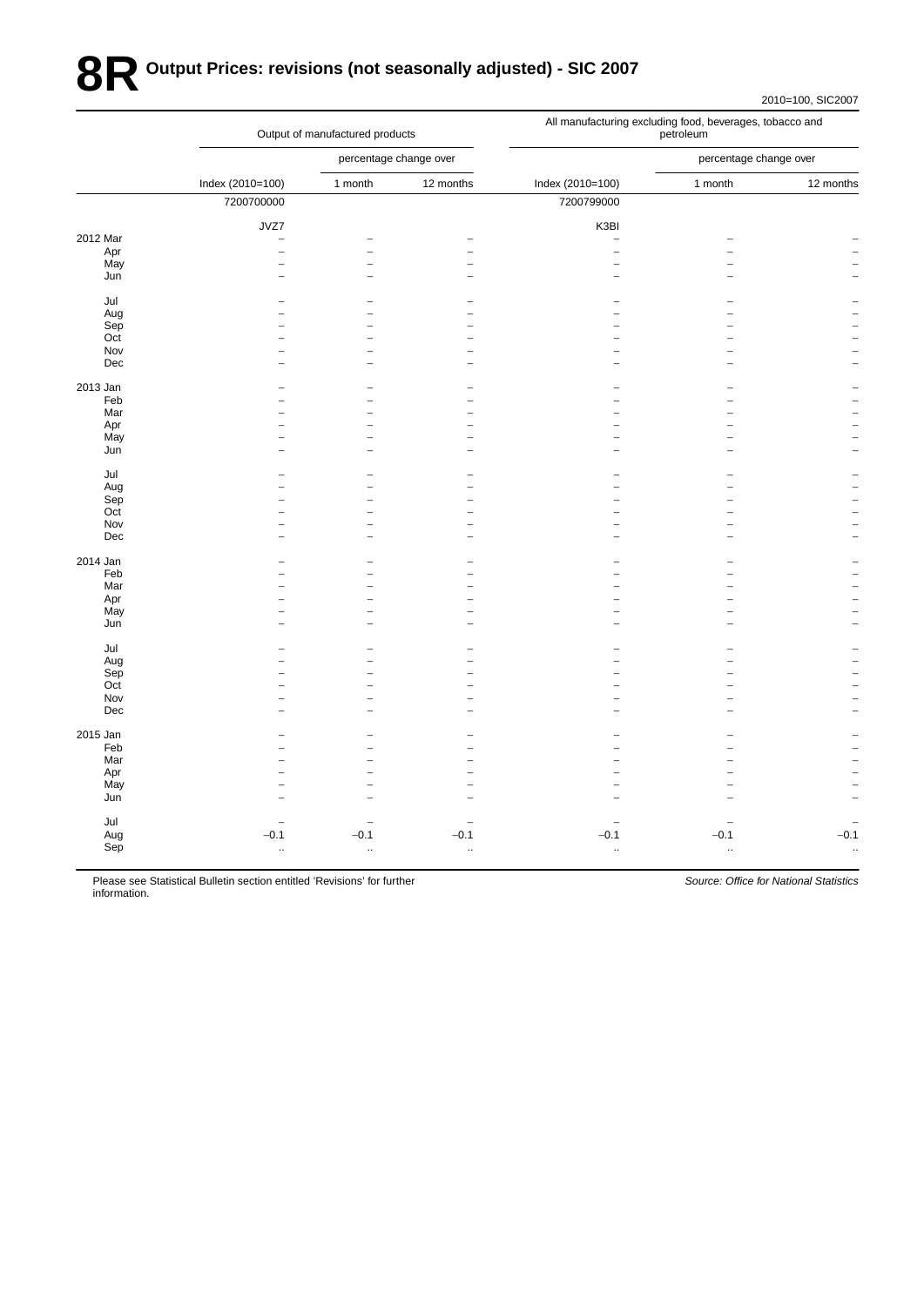# 8R Output Prices: revisions (not seasonally adjusted) - SIC 2007

2010=100, SIC2007

| | Output of manufactured products | | | All manufacturing excluding food, beverages, tobacco and petroleum | | |
|---|---|---|---|---|---|---|
| | | percentage change over | | | percentage change over | |
| | Index (2010=100) | 1 month | 12 months | Index (2010=100) | 1 month | 12 months |
| | 7200700000 | | | 7200799000 | | |
| | JVZ7 | | | K3BI | | |
| 2012 Mar | – | – | – | – | – | – |
| Apr | – | – | – | – | – | – |
| May | – | – | – | – | – | – |
| Jun | – | – | – | – | – | – |
| Jul | – | – | – | – | – | – |
| Aug | – | – | – | – | – | – |
| Sep | – | – | – | – | – | – |
| Oct | – | – | – | – | – | – |
| Nov | – | – | – | – | – | – |
| Dec | – | – | – | – | – | – |
| 2013 Jan | – | – | – | – | – | – |
| Feb | – | – | – | – | – | – |
| Mar | – | – | – | – | – | – |
| Apr | – | – | – | – | – | – |
| May | – | – | – | – | – | – |
| Jun | – | – | – | – | – | – |
| Jul | – | – | – | – | – | – |
| Aug | – | – | – | – | – | – |
| Sep | – | – | – | – | – | – |
| Oct | – | – | – | – | – | – |
| Nov | – | – | – | – | – | – |
| Dec | – | – | – | – | – | – |
| 2014 Jan | – | – | – | – | – | – |
| Feb | – | – | – | – | – | – |
| Mar | – | – | – | – | – | – |
| Apr | – | – | – | – | – | – |
| May | – | – | – | – | – | – |
| Jun | – | – | – | – | – | – |
| Jul | – | – | – | – | – | – |
| Aug | – | – | – | – | – | – |
| Sep | – | – | – | – | – | – |
| Oct | – | – | – | – | – | – |
| Nov | – | – | – | – | – | – |
| Dec | – | – | – | – | – | – |
| 2015 Jan | – | – | – | – | – | – |
| Feb | – | – | – | – | – | – |
| Mar | – | – | – | – | – | – |
| Apr | – | – | – | – | – | – |
| May | – | – | – | – | – | – |
| Jun | – | – | – | – | – | – |
| Jul | – | – | – | – | – | – |
| Aug | –0.1 | –0.1 | –0.1 | –0.1 | –0.1 | –0.1 |
| Sep | .. | .. | .. | .. | .. | .. |

Please see Statistical Bulletin section entitled 'Revisions' for further information.

*Source: Office for National Statistics*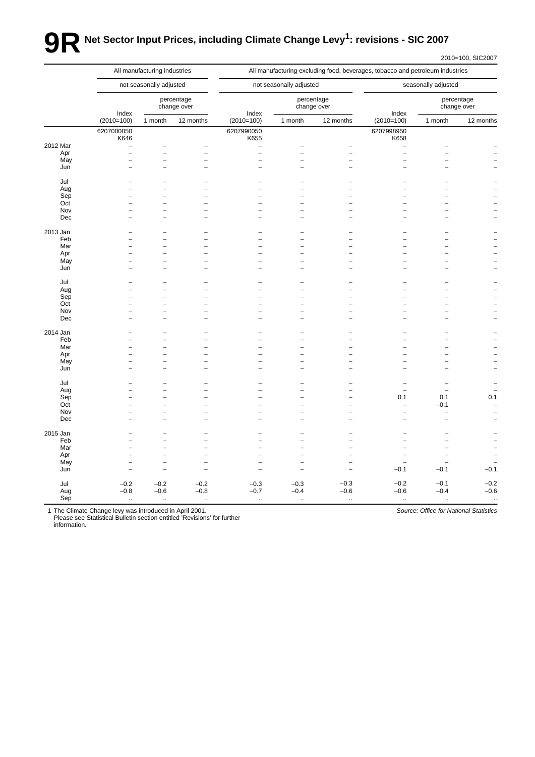# 9R Net Sector Input Prices, including Climate Change Levy[1]: revisions - SIC 2007

2010=100, SIC2007

| | All manufacturing industries | | | All manufacturing excluding food, beverages, tobacco and petroleum industries | | | | | |
|---|---|---|---|---|---|---|---|---|---|
| | not seasonally adjusted | | | not seasonally adjusted | | | seasonally adjusted | | |
| | Index (2010=100) | percentage change over 1 month | percentage change over 12 months | Index (2010=100) | percentage change over 1 month | percentage change over 12 months | Index (2010=100) | percentage change over 1 month | percentage change over 12 months |
| | 6207000050 K646 | | | 6207990050 K655 | | | 6207998950 K658 | | |
| 2012 Mar | – | – | – | – | – | – | – | – | – |
| Apr | – | – | – | – | – | – | – | – | – |
| May | – | – | – | – | – | – | – | – | – |
| Jun | – | – | – | – | – | – | – | – | – |
| Jul | – | – | – | – | – | – | – | – | – |
| Aug | – | – | – | – | – | – | – | – | – |
| Sep | – | – | – | – | – | – | – | – | – |
| Oct | – | – | – | – | – | – | – | – | – |
| Nov | – | – | – | – | – | – | – | – | – |
| Dec | – | – | – | – | – | – | – | – | – |
| 2013 Jan | – | – | – | – | – | – | – | – | – |
| Feb | – | – | – | – | – | – | – | – | – |
| Mar | – | – | – | – | – | – | – | – | – |
| Apr | – | – | – | – | – | – | – | – | – |
| May | – | – | – | – | – | – | – | – | – |
| Jun | – | – | – | – | – | – | – | – | – |
| Jul | – | – | – | – | – | – | – | – | – |
| Aug | – | – | – | – | – | – | – | – | – |
| Sep | – | – | – | – | – | – | – | – | – |
| Oct | – | – | – | – | – | – | – | – | – |
| Nov | – | – | – | – | – | – | – | – | – |
| Dec | – | – | – | – | – | – | – | – | – |
| 2014 Jan | – | – | – | – | – | – | – | – | – |
| Feb | – | – | – | – | – | – | – | – | – |
| Mar | – | – | – | – | – | – | – | – | – |
| Apr | – | – | – | – | – | – | – | – | – |
| May | – | – | – | – | – | – | – | – | – |
| Jun | – | – | – | – | – | – | – | – | – |
| Jul | – | – | – | – | – | – | – | – | – |
| Aug | – | – | – | – | – | – | – | – | – |
| Sep | – | – | – | – | – | – | 0.1 | 0.1 | 0.1 |
| Oct | – | – | – | – | – | – | – | −0.1 | – |
| Nov | – | – | – | – | – | – | – | – | – |
| Dec | – | – | – | – | – | – | – | – | – |
| 2015 Jan | – | – | – | – | – | – | – | – | – |
| Feb | – | – | – | – | – | – | – | – | – |
| Mar | – | – | – | – | – | – | – | – | – |
| Apr | – | – | – | – | – | – | – | – | – |
| May | – | – | – | – | – | – | – | – | – |
| Jun | – | – | – | – | – | – | −0.1 | −0.1 | −0.1 |
| Jul | −0.2 | −0.2 | −0.2 | −0.3 | −0.3 | −0.3 | −0.2 | −0.1 | −0.2 |
| Aug | −0.8 | −0.6 | −0.8 | −0.7 | −0.4 | −0.6 | −0.6 | −0.4 | −0.6 |
| Sep | .. | .. | .. | .. | .. | .. | .. | .. | .. |

1 The Climate Change levy was introduced in April 2001. Please see Statistical Bulletin section entitled 'Revisions' for further information.

*Source: Office for National Statistics*